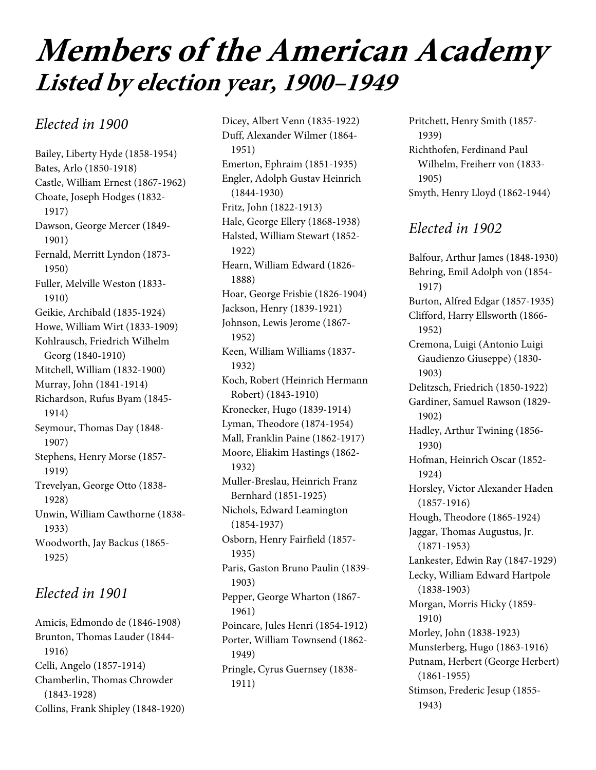# Members of the American Academy

## Listed by election year, 1900–1949

### Elected in 1900

Bailey, Liberty Hyde (1858-1954)
Bates, Arlo (1850-1918)
Castle, William Ernest (1867-1962)
Choate, Joseph Hodges (1832-1917)
Dawson, George Mercer (1849-1901)
Fernald, Merritt Lyndon (1873-1950)
Fuller, Melville Weston (1833-1910)
Geikie, Archibald (1835-1924)
Howe, William Wirt (1833-1909)
Kohlrausch, Friedrich Wilhelm Georg (1840-1910)
Mitchell, William (1832-1900)
Murray, John (1841-1914)
Richardson, Rufus Byam (1845-1914)
Seymour, Thomas Day (1848-1907)
Stephens, Henry Morse (1857-1919)
Trevelyan, George Otto (1838-1928)
Unwin, William Cawthorne (1838-1933)
Woodworth, Jay Backus (1865-1925)

### Elected in 1901

Amicis, Edmondo de (1846-1908)
Brunton, Thomas Lauder (1844-1916)
Celli, Angelo (1857-1914)
Chamberlin, Thomas Chrowder (1843-1928)
Collins, Frank Shipley (1848-1920)
Dicey, Albert Venn (1835-1922)
Duff, Alexander Wilmer (1864-1951)
Emerton, Ephraim (1851-1935)
Engler, Adolph Gustav Heinrich (1844-1930)
Fritz, John (1822-1913)
Hale, George Ellery (1868-1938)
Halsted, William Stewart (1852-1922)
Hearn, William Edward (1826-1888)
Hoar, George Frisbie (1826-1904)
Jackson, Henry (1839-1921)
Johnson, Lewis Jerome (1867-1952)
Keen, William Williams (1837-1932)
Koch, Robert (Heinrich Hermann Robert) (1843-1910)
Kronecker, Hugo (1839-1914)
Lyman, Theodore (1874-1954)
Mall, Franklin Paine (1862-1917)
Moore, Eliakim Hastings (1862-1932)
Muller-Breslau, Heinrich Franz Bernhard (1851-1925)
Nichols, Edward Leamington (1854-1937)
Osborn, Henry Fairfield (1857-1935)
Paris, Gaston Bruno Paulin (1839-1903)
Pepper, George Wharton (1867-1961)
Poincare, Jules Henri (1854-1912)
Porter, William Townsend (1862-1949)
Pringle, Cyrus Guernsey (1838-1911)
Pritchett, Henry Smith (1857-1939)
Richthofen, Ferdinand Paul Wilhelm, Freiherr von (1833-1905)
Smyth, Henry Lloyd (1862-1944)

### Elected in 1902

Balfour, Arthur James (1848-1930)
Behring, Emil Adolph von (1854-1917)
Burton, Alfred Edgar (1857-1935)
Clifford, Harry Ellsworth (1866-1952)
Cremona, Luigi (Antonio Luigi Gaudienzo Giuseppe) (1830-1903)
Delitzsch, Friedrich (1850-1922)
Gardiner, Samuel Rawson (1829-1902)
Hadley, Arthur Twining (1856-1930)
Hofman, Heinrich Oscar (1852-1924)
Horsley, Victor Alexander Haden (1857-1916)
Hough, Theodore (1865-1924)
Jaggar, Thomas Augustus, Jr. (1871-1953)
Lankester, Edwin Ray (1847-1929)
Lecky, William Edward Hartpole (1838-1903)
Morgan, Morris Hicky (1859-1910)
Morley, John (1838-1923)
Munsterberg, Hugo (1863-1916)
Putnam, Herbert (George Herbert) (1861-1955)
Stimson, Frederic Jesup (1855-1943)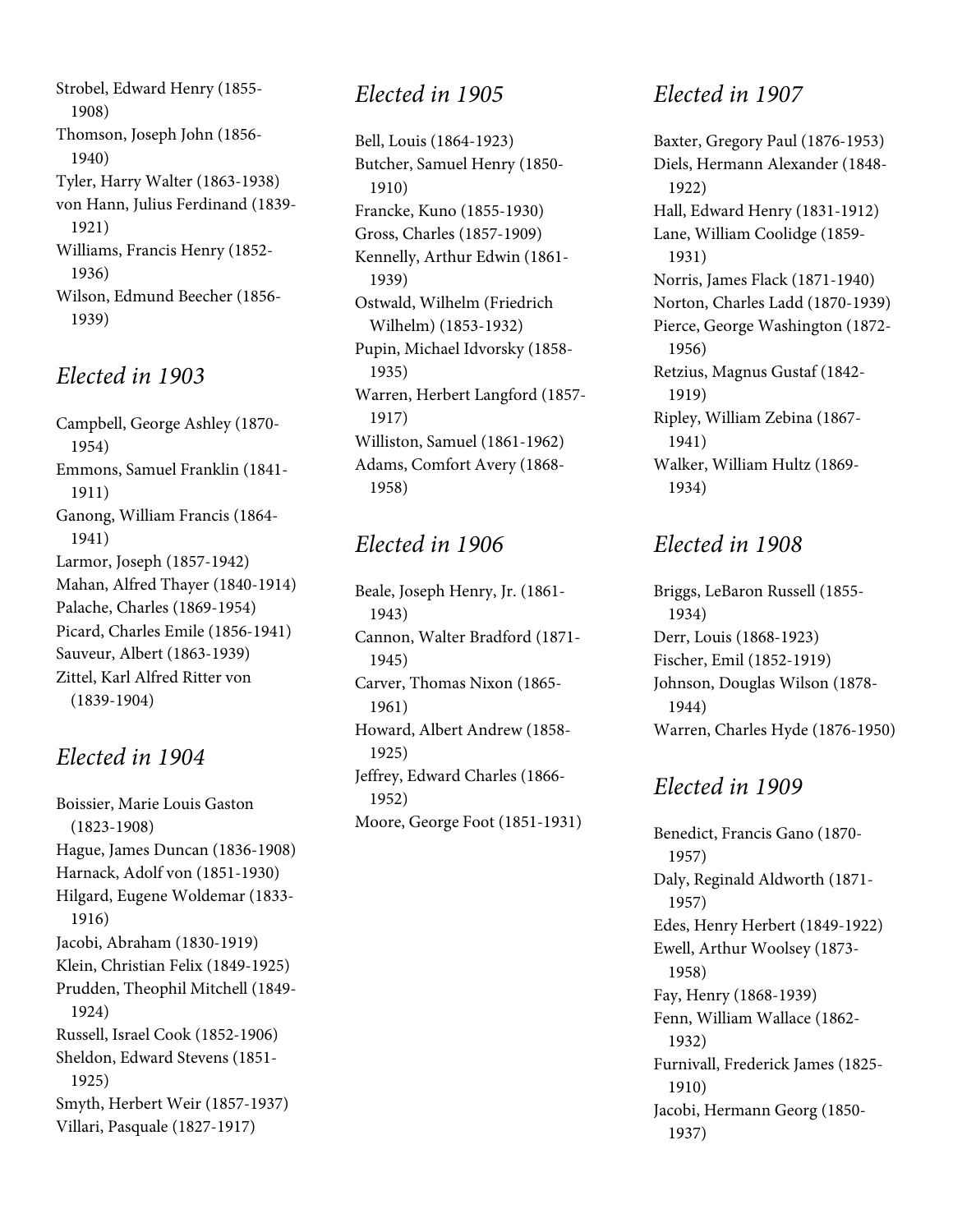Strobel, Edward Henry (1855-1908)
Thomson, Joseph John (1856-1940)
Tyler, Harry Walter (1863-1938)
von Hann, Julius Ferdinand (1839-1921)
Williams, Francis Henry (1852-1936)
Wilson, Edmund Beecher (1856-1939)

## *Elected in 1903*

Campbell, George Ashley (1870-1954)
Emmons, Samuel Franklin (1841-1911)
Ganong, William Francis (1864-1941)
Larmor, Joseph (1857-1942)
Mahan, Alfred Thayer (1840-1914)
Palache, Charles (1869-1954)
Picard, Charles Emile (1856-1941)
Sauveur, Albert (1863-1939)
Zittel, Karl Alfred Ritter von (1839-1904)

## *Elected in 1904*

Boissier, Marie Louis Gaston (1823-1908)
Hague, James Duncan (1836-1908)
Harnack, Adolf von (1851-1930)
Hilgard, Eugene Woldemar (1833-1916)
Jacobi, Abraham (1830-1919)
Klein, Christian Felix (1849-1925)
Prudden, Theophil Mitchell (1849-1924)
Russell, Israel Cook (1852-1906)
Sheldon, Edward Stevens (1851-1925)
Smyth, Herbert Weir (1857-1937)
Villari, Pasquale (1827-1917)

## *Elected in 1905*

Bell, Louis (1864-1923)
Butcher, Samuel Henry (1850-1910)
Francke, Kuno (1855-1930)
Gross, Charles (1857-1909)
Kennelly, Arthur Edwin (1861-1939)
Ostwald, Wilhelm (Friedrich Wilhelm) (1853-1932)
Pupin, Michael Idvorsky (1858-1935)
Warren, Herbert Langford (1857-1917)
Williston, Samuel (1861-1962)
Adams, Comfort Avery (1868-1958)

## *Elected in 1906*

Beale, Joseph Henry, Jr. (1861-1943)
Cannon, Walter Bradford (1871-1945)
Carver, Thomas Nixon (1865-1961)
Howard, Albert Andrew (1858-1925)
Jeffrey, Edward Charles (1866-1952)
Moore, George Foot (1851-1931)

## *Elected in 1907*

Baxter, Gregory Paul (1876-1953)
Diels, Hermann Alexander (1848-1922)
Hall, Edward Henry (1831-1912)
Lane, William Coolidge (1859-1931)
Norris, James Flack (1871-1940)
Norton, Charles Ladd (1870-1939)
Pierce, George Washington (1872-1956)
Retzius, Magnus Gustaf (1842-1919)
Ripley, William Zebina (1867-1941)
Walker, William Hultz (1869-1934)

## *Elected in 1908*

Briggs, LeBaron Russell (1855-1934)
Derr, Louis (1868-1923)
Fischer, Emil (1852-1919)
Johnson, Douglas Wilson (1878-1944)
Warren, Charles Hyde (1876-1950)

## *Elected in 1909*

Benedict, Francis Gano (1870-1957)
Daly, Reginald Aldworth (1871-1957)
Edes, Henry Herbert (1849-1922)
Ewell, Arthur Woolsey (1873-1958)
Fay, Henry (1868-1939)
Fenn, William Wallace (1862-1932)
Furnivall, Frederick James (1825-1910)
Jacobi, Hermann Georg (1850-1937)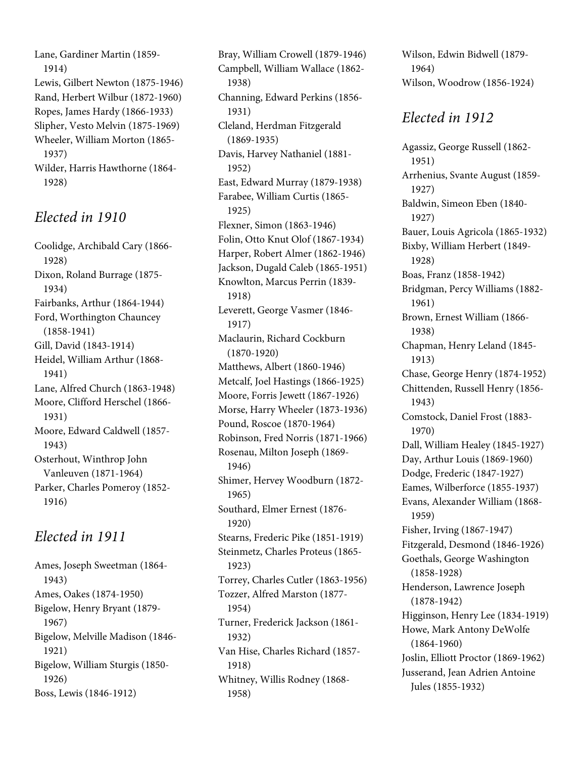Lane, Gardiner Martin (1859-1914)
Lewis, Gilbert Newton (1875-1946)
Rand, Herbert Wilbur (1872-1960)
Ropes, James Hardy (1866-1933)
Slipher, Vesto Melvin (1875-1969)
Wheeler, William Morton (1865-1937)
Wilder, Harris Hawthorne (1864-1928)

## *Elected in 1910*

Coolidge, Archibald Cary (1866-1928)
Dixon, Roland Burrage (1875-1934)
Fairbanks, Arthur (1864-1944)
Ford, Worthington Chauncey (1858-1941)
Gill, David (1843-1914)
Heidel, William Arthur (1868-1941)
Lane, Alfred Church (1863-1948)
Moore, Clifford Herschel (1866-1931)
Moore, Edward Caldwell (1857-1943)
Osterhout, Winthrop John Vanleuven (1871-1964)
Parker, Charles Pomeroy (1852-1916)

## *Elected in 1911*

Ames, Joseph Sweetman (1864-1943)
Ames, Oakes (1874-1950)
Bigelow, Henry Bryant (1879-1967)
Bigelow, Melville Madison (1846-1921)
Bigelow, William Sturgis (1850-1926)
Boss, Lewis (1846-1912)
Bray, William Crowell (1879-1946)
Campbell, William Wallace (1862-1938)
Channing, Edward Perkins (1856-1931)
Cleland, Herdman Fitzgerald (1869-1935)
Davis, Harvey Nathaniel (1881-1952)
East, Edward Murray (1879-1938)
Farabee, William Curtis (1865-1925)
Flexner, Simon (1863-1946)
Folin, Otto Knut Olof (1867-1934)
Harper, Robert Almer (1862-1946)
Jackson, Dugald Caleb (1865-1951)
Knowlton, Marcus Perrin (1839-1918)
Leverett, George Vasmer (1846-1917)
Maclaurin, Richard Cockburn (1870-1920)
Matthews, Albert (1860-1946)
Metcalf, Joel Hastings (1866-1925)
Moore, Forris Jewett (1867-1926)
Morse, Harry Wheeler (1873-1936)
Pound, Roscoe (1870-1964)
Robinson, Fred Norris (1871-1966)
Rosenau, Milton Joseph (1869-1946)
Shimer, Hervey Woodburn (1872-1965)
Southard, Elmer Ernest (1876-1920)
Stearns, Frederic Pike (1851-1919)
Steinmetz, Charles Proteus (1865-1923)
Torrey, Charles Cutler (1863-1956)
Tozzer, Alfred Marston (1877-1954)
Turner, Frederick Jackson (1861-1932)
Van Hise, Charles Richard (1857-1918)
Whitney, Willis Rodney (1868-1958)
Wilson, Edwin Bidwell (1879-1964)
Wilson, Woodrow (1856-1924)

## *Elected in 1912*

Agassiz, George Russell (1862-1951)
Arrhenius, Svante August (1859-1927)
Baldwin, Simeon Eben (1840-1927)
Bauer, Louis Agricola (1865-1932)
Bixby, William Herbert (1849-1928)
Boas, Franz (1858-1942)
Bridgman, Percy Williams (1882-1961)
Brown, Ernest William (1866-1938)
Chapman, Henry Leland (1845-1913)
Chase, George Henry (1874-1952)
Chittenden, Russell Henry (1856-1943)
Comstock, Daniel Frost (1883-1970)
Dall, William Healey (1845-1927)
Day, Arthur Louis (1869-1960)
Dodge, Frederic (1847-1927)
Eames, Wilberforce (1855-1937)
Evans, Alexander William (1868-1959)
Fisher, Irving (1867-1947)
Fitzgerald, Desmond (1846-1926)
Goethals, George Washington (1858-1928)
Henderson, Lawrence Joseph (1878-1942)
Higginson, Henry Lee (1834-1919)
Howe, Mark Antony DeWolfe (1864-1960)
Joslin, Elliott Proctor (1869-1962)
Jusserand, Jean Adrien Antoine Jules (1855-1932)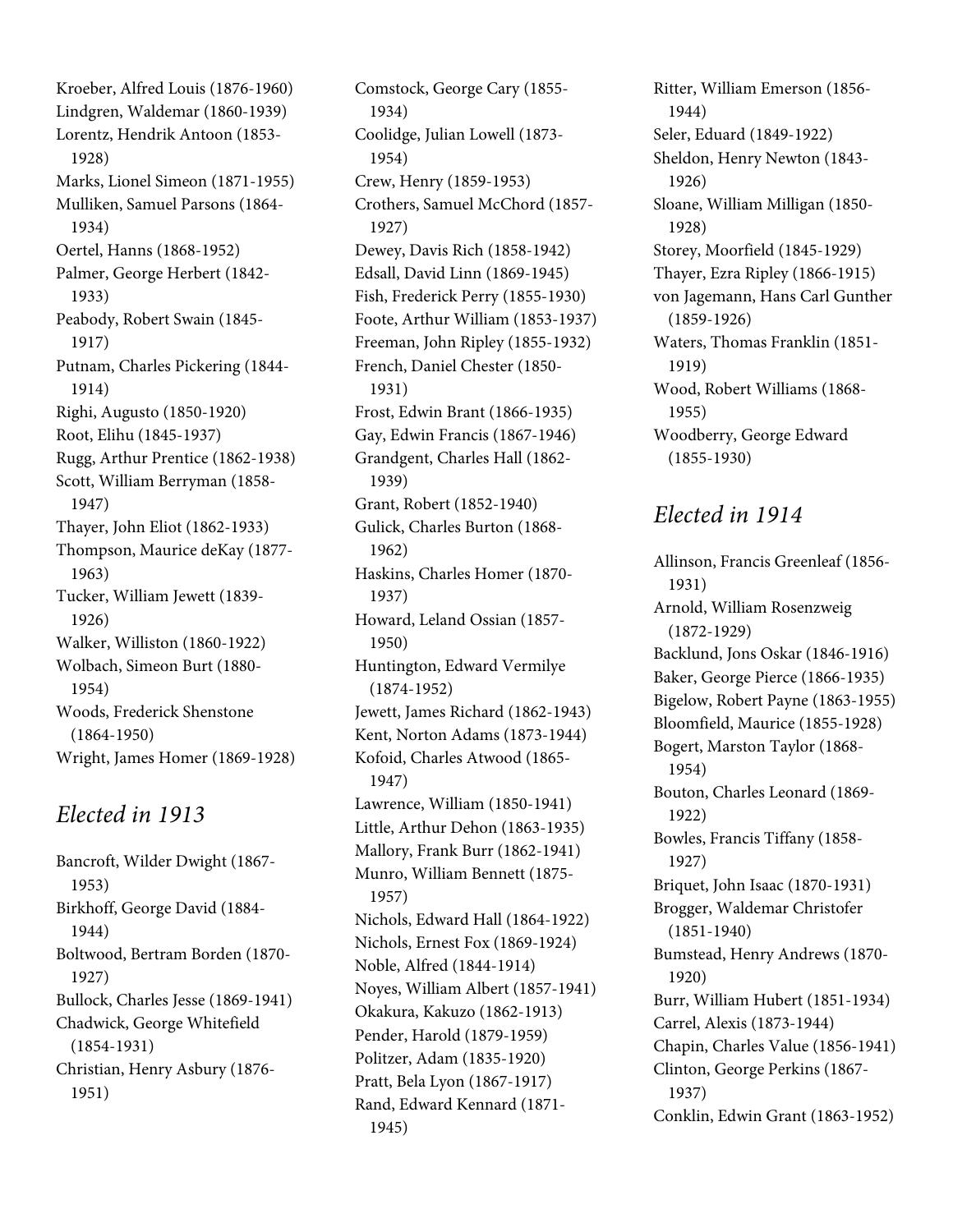Kroeber, Alfred Louis (1876-1960)
Lindgren, Waldemar (1860-1939)
Lorentz, Hendrik Antoon (1853-1928)
Marks, Lionel Simeon (1871-1955)
Mulliken, Samuel Parsons (1864-1934)
Oertel, Hanns (1868-1952)
Palmer, George Herbert (1842-1933)
Peabody, Robert Swain (1845-1917)
Putnam, Charles Pickering (1844-1914)
Righi, Augusto (1850-1920)
Root, Elihu (1845-1937)
Rugg, Arthur Prentice (1862-1938)
Scott, William Berryman (1858-1947)
Thayer, John Eliot (1862-1933)
Thompson, Maurice deKay (1877-1963)
Tucker, William Jewett (1839-1926)
Walker, Williston (1860-1922)
Wolbach, Simeon Burt (1880-1954)
Woods, Frederick Shenstone (1864-1950)
Wright, James Homer (1869-1928)

## *Elected in 1913*

Bancroft, Wilder Dwight (1867-1953)
Birkhoff, George David (1884-1944)
Boltwood, Bertram Borden (1870-1927)
Bullock, Charles Jesse (1869-1941)
Chadwick, George Whitefield (1854-1931)
Christian, Henry Asbury (1876-1951)
Comstock, George Cary (1855-1934)
Coolidge, Julian Lowell (1873-1954)
Crew, Henry (1859-1953)
Crothers, Samuel McChord (1857-1927)
Dewey, Davis Rich (1858-1942)
Edsall, David Linn (1869-1945)
Fish, Frederick Perry (1855-1930)
Foote, Arthur William (1853-1937)
Freeman, John Ripley (1855-1932)
French, Daniel Chester (1850-1931)
Frost, Edwin Brant (1866-1935)
Gay, Edwin Francis (1867-1946)
Grandgent, Charles Hall (1862-1939)
Grant, Robert (1852-1940)
Gulick, Charles Burton (1868-1962)
Haskins, Charles Homer (1870-1937)
Howard, Leland Ossian (1857-1950)
Huntington, Edward Vermilye (1874-1952)
Jewett, James Richard (1862-1943)
Kent, Norton Adams (1873-1944)
Kofoid, Charles Atwood (1865-1947)
Lawrence, William (1850-1941)
Little, Arthur Dehon (1863-1935)
Mallory, Frank Burr (1862-1941)
Munro, William Bennett (1875-1957)
Nichols, Edward Hall (1864-1922)
Nichols, Ernest Fox (1869-1924)
Noble, Alfred (1844-1914)
Noyes, William Albert (1857-1941)
Okakura, Kakuzo (1862-1913)
Pender, Harold (1879-1959)
Politzer, Adam (1835-1920)
Pratt, Bela Lyon (1867-1917)
Rand, Edward Kennard (1871-1945)
Ritter, William Emerson (1856-1944)
Seler, Eduard (1849-1922)
Sheldon, Henry Newton (1843-1926)
Sloane, William Milligan (1850-1928)
Storey, Moorfield (1845-1929)
Thayer, Ezra Ripley (1866-1915)
von Jagemann, Hans Carl Gunther (1859-1926)
Waters, Thomas Franklin (1851-1919)
Wood, Robert Williams (1868-1955)
Woodberry, George Edward (1855-1930)

## *Elected in 1914*

Allinson, Francis Greenleaf (1856-1931)
Arnold, William Rosenzweig (1872-1929)
Backlund, Jons Oskar (1846-1916)
Baker, George Pierce (1866-1935)
Bigelow, Robert Payne (1863-1955)
Bloomfield, Maurice (1855-1928)
Bogert, Marston Taylor (1868-1954)
Bouton, Charles Leonard (1869-1922)
Bowles, Francis Tiffany (1858-1927)
Briquet, John Isaac (1870-1931)
Brogger, Waldemar Christofer (1851-1940)
Bumstead, Henry Andrews (1870-1920)
Burr, William Hubert (1851-1934)
Carrel, Alexis (1873-1944)
Chapin, Charles Value (1856-1941)
Clinton, George Perkins (1867-1937)
Conklin, Edwin Grant (1863-1952)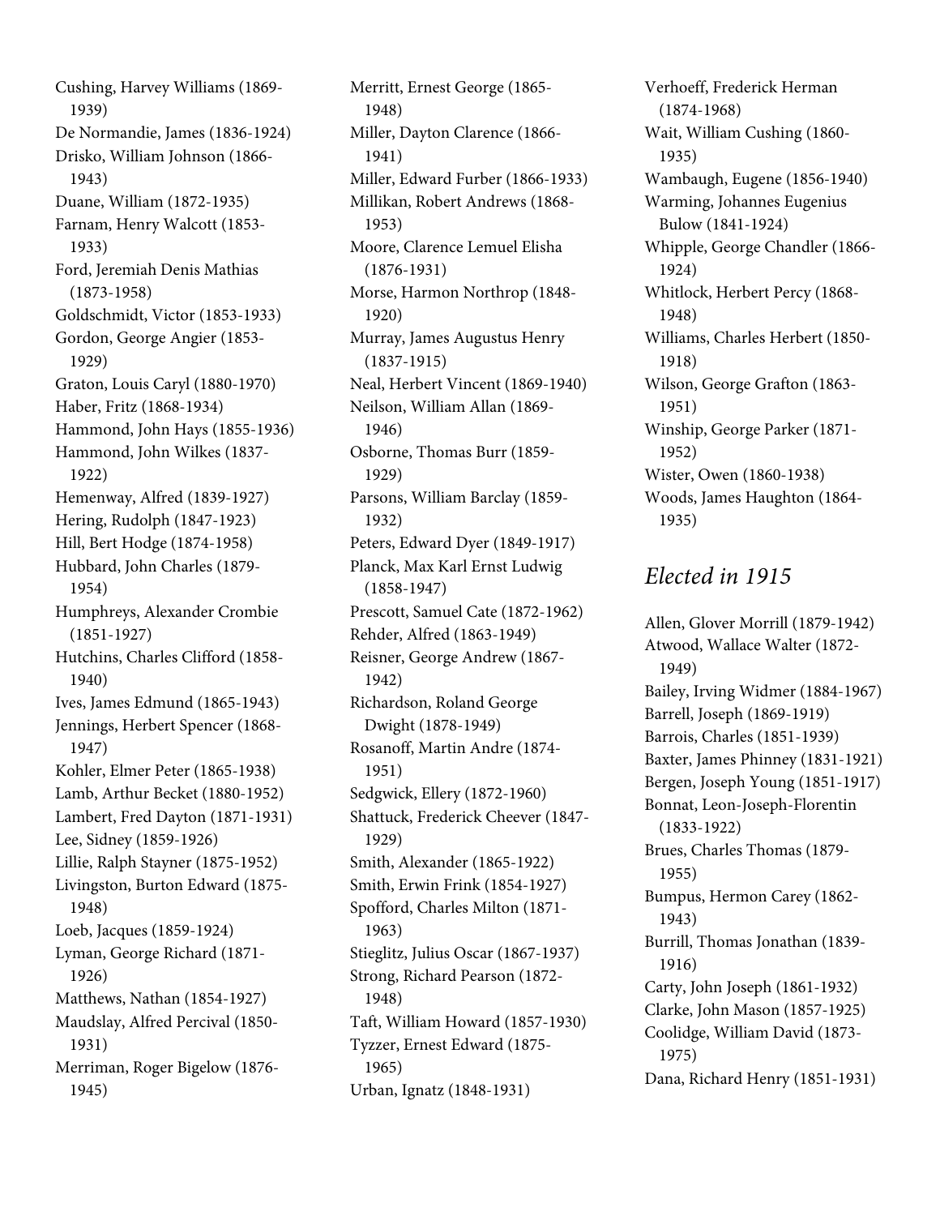Cushing, Harvey Williams (1869-1939)
De Normandie, James (1836-1924)
Drisko, William Johnson (1866-1943)
Duane, William (1872-1935)
Farnam, Henry Walcott (1853-1933)
Ford, Jeremiah Denis Mathias (1873-1958)
Goldschmidt, Victor (1853-1933)
Gordon, George Angier (1853-1929)
Graton, Louis Caryl (1880-1970)
Haber, Fritz (1868-1934)
Hammond, John Hays (1855-1936)
Hammond, John Wilkes (1837-1922)
Hemenway, Alfred (1839-1927)
Hering, Rudolph (1847-1923)
Hill, Bert Hodge (1874-1958)
Hubbard, John Charles (1879-1954)
Humphreys, Alexander Crombie (1851-1927)
Hutchins, Charles Clifford (1858-1940)
Ives, James Edmund (1865-1943)
Jennings, Herbert Spencer (1868-1947)
Kohler, Elmer Peter (1865-1938)
Lamb, Arthur Becket (1880-1952)
Lambert, Fred Dayton (1871-1931)
Lee, Sidney (1859-1926)
Lillie, Ralph Stayner (1875-1952)
Livingston, Burton Edward (1875-1948)
Loeb, Jacques (1859-1924)
Lyman, George Richard (1871-1926)
Matthews, Nathan (1854-1927)
Maudslay, Alfred Percival (1850-1931)
Merriman, Roger Bigelow (1876-1945)
Merritt, Ernest George (1865-1948)
Miller, Dayton Clarence (1866-1941)
Miller, Edward Furber (1866-1933)
Millikan, Robert Andrews (1868-1953)
Moore, Clarence Lemuel Elisha (1876-1931)
Morse, Harmon Northrop (1848-1920)
Murray, James Augustus Henry (1837-1915)
Neal, Herbert Vincent (1869-1940)
Neilson, William Allan (1869-1946)
Osborne, Thomas Burr (1859-1929)
Parsons, William Barclay (1859-1932)
Peters, Edward Dyer (1849-1917)
Planck, Max Karl Ernst Ludwig (1858-1947)
Prescott, Samuel Cate (1872-1962)
Rehder, Alfred (1863-1949)
Reisner, George Andrew (1867-1942)
Richardson, Roland George Dwight (1878-1949)
Rosanoff, Martin Andre (1874-1951)
Sedgwick, Ellery (1872-1960)
Shattuck, Frederick Cheever (1847-1929)
Smith, Alexander (1865-1922)
Smith, Erwin Frink (1854-1927)
Spofford, Charles Milton (1871-1963)
Stieglitz, Julius Oscar (1867-1937)
Strong, Richard Pearson (1872-1948)
Taft, William Howard (1857-1930)
Tyzzer, Ernest Edward (1875-1965)
Urban, Ignatz (1848-1931)
Verhoeff, Frederick Herman (1874-1968)
Wait, William Cushing (1860-1935)
Wambaugh, Eugene (1856-1940)
Warming, Johannes Eugenius Bulow (1841-1924)
Whipple, George Chandler (1866-1924)
Whitlock, Herbert Percy (1868-1948)
Williams, Charles Herbert (1850-1918)
Wilson, George Grafton (1863-1951)
Winship, George Parker (1871-1952)
Wister, Owen (1860-1938)
Woods, James Haughton (1864-1935)

## *Elected in 1915*

Allen, Glover Morrill (1879-1942)
Atwood, Wallace Walter (1872-1949)
Bailey, Irving Widmer (1884-1967)
Barrell, Joseph (1869-1919)
Barrois, Charles (1851-1939)
Baxter, James Phinney (1831-1921)
Bergen, Joseph Young (1851-1917)
Bonnat, Leon-Joseph-Florentin (1833-1922)
Brues, Charles Thomas (1879-1955)
Bumpus, Hermon Carey (1862-1943)
Burrill, Thomas Jonathan (1839-1916)
Carty, John Joseph (1861-1932)
Clarke, John Mason (1857-1925)
Coolidge, William David (1873-1975)
Dana, Richard Henry (1851-1931)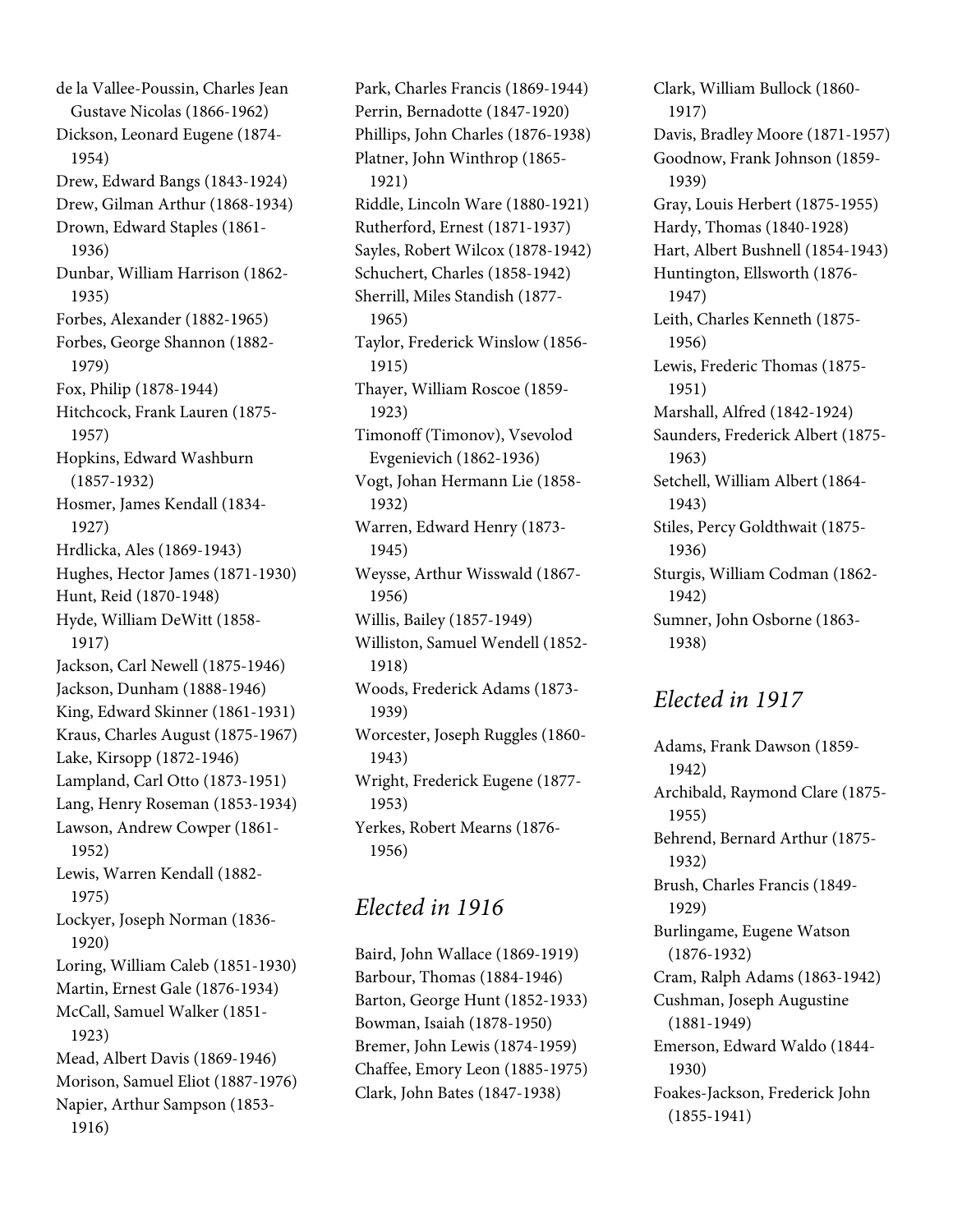de la Vallee-Poussin, Charles Jean Gustave Nicolas (1866-1962)
Dickson, Leonard Eugene (1874-1954)
Drew, Edward Bangs (1843-1924)
Drew, Gilman Arthur (1868-1934)
Drown, Edward Staples (1861-1936)
Dunbar, William Harrison (1862-1935)
Forbes, Alexander (1882-1965)
Forbes, George Shannon (1882-1979)
Fox, Philip (1878-1944)
Hitchcock, Frank Lauren (1875-1957)
Hopkins, Edward Washburn (1857-1932)
Hosmer, James Kendall (1834-1927)
Hrdlicka, Ales (1869-1943)
Hughes, Hector James (1871-1930)
Hunt, Reid (1870-1948)
Hyde, William DeWitt (1858-1917)
Jackson, Carl Newell (1875-1946)
Jackson, Dunham (1888-1946)
King, Edward Skinner (1861-1931)
Kraus, Charles August (1875-1967)
Lake, Kirsopp (1872-1946)
Lampland, Carl Otto (1873-1951)
Lang, Henry Roseman (1853-1934)
Lawson, Andrew Cowper (1861-1952)
Lewis, Warren Kendall (1882-1975)
Lockyer, Joseph Norman (1836-1920)
Loring, William Caleb (1851-1930)
Martin, Ernest Gale (1876-1934)
McCall, Samuel Walker (1851-1923)
Mead, Albert Davis (1869-1946)
Morison, Samuel Eliot (1887-1976)
Napier, Arthur Sampson (1853-1916)
Park, Charles Francis (1869-1944)
Perrin, Bernadotte (1847-1920)
Phillips, John Charles (1876-1938)
Platner, John Winthrop (1865-1921)
Riddle, Lincoln Ware (1880-1921)
Rutherford, Ernest (1871-1937)
Sayles, Robert Wilcox (1878-1942)
Schuchert, Charles (1858-1942)
Sherrill, Miles Standish (1877-1965)
Taylor, Frederick Winslow (1856-1915)
Thayer, William Roscoe (1859-1923)
Timonoff (Timonov), Vsevolod Evgenievich (1862-1936)
Vogt, Johan Hermann Lie (1858-1932)
Warren, Edward Henry (1873-1945)
Weysse, Arthur Wisswald (1867-1956)
Willis, Bailey (1857-1949)
Williston, Samuel Wendell (1852-1918)
Woods, Frederick Adams (1873-1939)
Worcester, Joseph Ruggles (1860-1943)
Wright, Frederick Eugene (1877-1953)
Yerkes, Robert Mearns (1876-1956)

## *Elected in 1916*

Baird, John Wallace (1869-1919)
Barbour, Thomas (1884-1946)
Barton, George Hunt (1852-1933)
Bowman, Isaiah (1878-1950)
Bremer, John Lewis (1874-1959)
Chaffee, Emory Leon (1885-1975)
Clark, John Bates (1847-1938)
Clark, William Bullock (1860-1917)
Davis, Bradley Moore (1871-1957)
Goodnow, Frank Johnson (1859-1939)
Gray, Louis Herbert (1875-1955)
Hardy, Thomas (1840-1928)
Hart, Albert Bushnell (1854-1943)
Huntington, Ellsworth (1876-1947)
Leith, Charles Kenneth (1875-1956)
Lewis, Frederic Thomas (1875-1951)
Marshall, Alfred (1842-1924)
Saunders, Frederick Albert (1875-1963)
Setchell, William Albert (1864-1943)
Stiles, Percy Goldthwait (1875-1936)
Sturgis, William Codman (1862-1942)
Sumner, John Osborne (1863-1938)

## *Elected in 1917*

Adams, Frank Dawson (1859-1942)
Archibald, Raymond Clare (1875-1955)
Behrend, Bernard Arthur (1875-1932)
Brush, Charles Francis (1849-1929)
Burlingame, Eugene Watson (1876-1932)
Cram, Ralph Adams (1863-1942)
Cushman, Joseph Augustine (1881-1949)
Emerson, Edward Waldo (1844-1930)
Foakes-Jackson, Frederick John (1855-1941)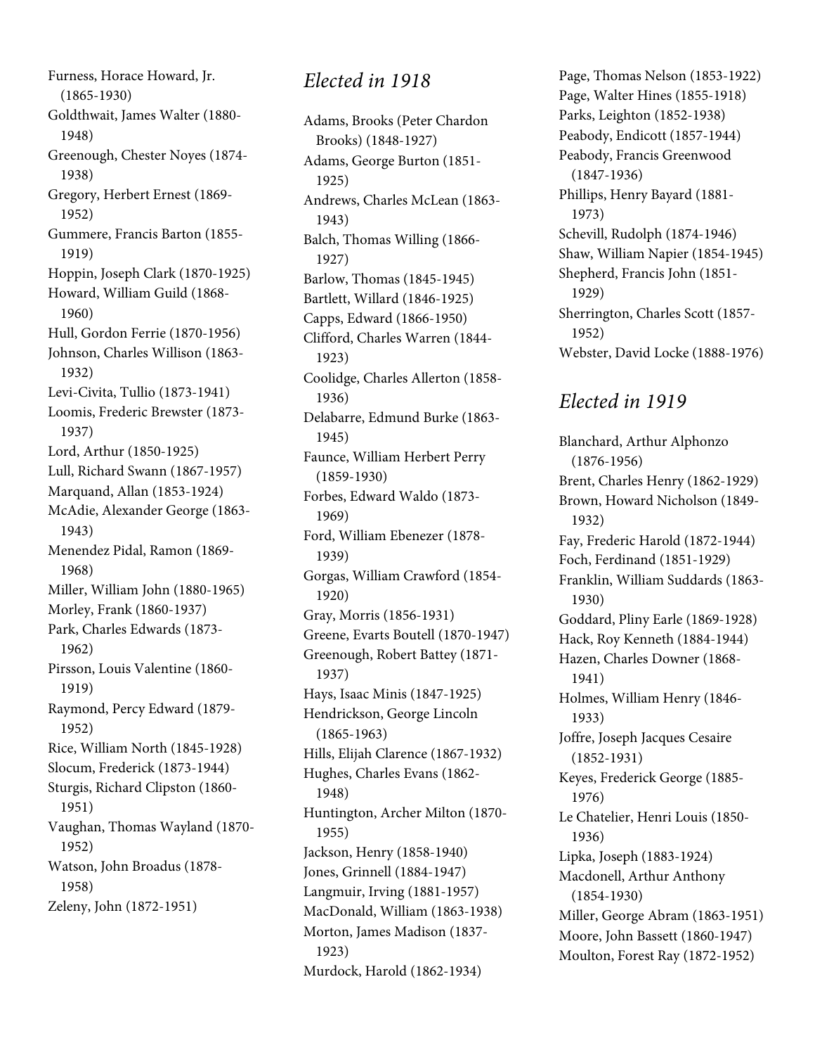Furness, Horace Howard, Jr. (1865-1930)
Goldthwait, James Walter (1880-1948)
Greenough, Chester Noyes (1874-1938)
Gregory, Herbert Ernest (1869-1952)
Gummere, Francis Barton (1855-1919)
Hoppin, Joseph Clark (1870-1925)
Howard, William Guild (1868-1960)
Hull, Gordon Ferrie (1870-1956)
Johnson, Charles Willison (1863-1932)
Levi-Civita, Tullio (1873-1941)
Loomis, Frederic Brewster (1873-1937)
Lord, Arthur (1850-1925)
Lull, Richard Swann (1867-1957)
Marquand, Allan (1853-1924)
McAdie, Alexander George (1863-1943)
Menendez Pidal, Ramon (1869-1968)
Miller, William John (1880-1965)
Morley, Frank (1860-1937)
Park, Charles Edwards (1873-1962)
Pirsson, Louis Valentine (1860-1919)
Raymond, Percy Edward (1879-1952)
Rice, William North (1845-1928)
Slocum, Frederick (1873-1944)
Sturgis, Richard Clipston (1860-1951)
Vaughan, Thomas Wayland (1870-1952)
Watson, John Broadus (1878-1958)
Zeleny, John (1872-1951)

## *Elected in 1918*

Adams, Brooks (Peter Chardon Brooks) (1848-1927)
Adams, George Burton (1851-1925)
Andrews, Charles McLean (1863-1943)
Balch, Thomas Willing (1866-1927)
Barlow, Thomas (1845-1945)
Bartlett, Willard (1846-1925)
Capps, Edward (1866-1950)
Clifford, Charles Warren (1844-1923)
Coolidge, Charles Allerton (1858-1936)
Delabarre, Edmund Burke (1863-1945)
Faunce, William Herbert Perry (1859-1930)
Forbes, Edward Waldo (1873-1969)
Ford, William Ebenezer (1878-1939)
Gorgas, William Crawford (1854-1920)
Gray, Morris (1856-1931)
Greene, Evarts Boutell (1870-1947)
Greenough, Robert Battey (1871-1937)
Hays, Isaac Minis (1847-1925)
Hendrickson, George Lincoln (1865-1963)
Hills, Elijah Clarence (1867-1932)
Hughes, Charles Evans (1862-1948)
Huntington, Archer Milton (1870-1955)
Jackson, Henry (1858-1940)
Jones, Grinnell (1884-1947)
Langmuir, Irving (1881-1957)
MacDonald, William (1863-1938)
Morton, James Madison (1837-1923)
Murdock, Harold (1862-1934)
Page, Thomas Nelson (1853-1922)
Page, Walter Hines (1855-1918)
Parks, Leighton (1852-1938)
Peabody, Endicott (1857-1944)
Peabody, Francis Greenwood (1847-1936)
Phillips, Henry Bayard (1881-1973)
Schevill, Rudolph (1874-1946)
Shaw, William Napier (1854-1945)
Shepherd, Francis John (1851-1929)
Sherrington, Charles Scott (1857-1952)
Webster, David Locke (1888-1976)

## *Elected in 1919*

Blanchard, Arthur Alphonzo (1876-1956)
Brent, Charles Henry (1862-1929)
Brown, Howard Nicholson (1849-1932)
Fay, Frederic Harold (1872-1944)
Foch, Ferdinand (1851-1929)
Franklin, William Suddards (1863-1930)
Goddard, Pliny Earle (1869-1928)
Hack, Roy Kenneth (1884-1944)
Hazen, Charles Downer (1868-1941)
Holmes, William Henry (1846-1933)
Joffre, Joseph Jacques Cesaire (1852-1931)
Keyes, Frederick George (1885-1976)
Le Chatelier, Henri Louis (1850-1936)
Lipka, Joseph (1883-1924)
Macdonell, Arthur Anthony (1854-1930)
Miller, George Abram (1863-1951)
Moore, John Bassett (1860-1947)
Moulton, Forest Ray (1872-1952)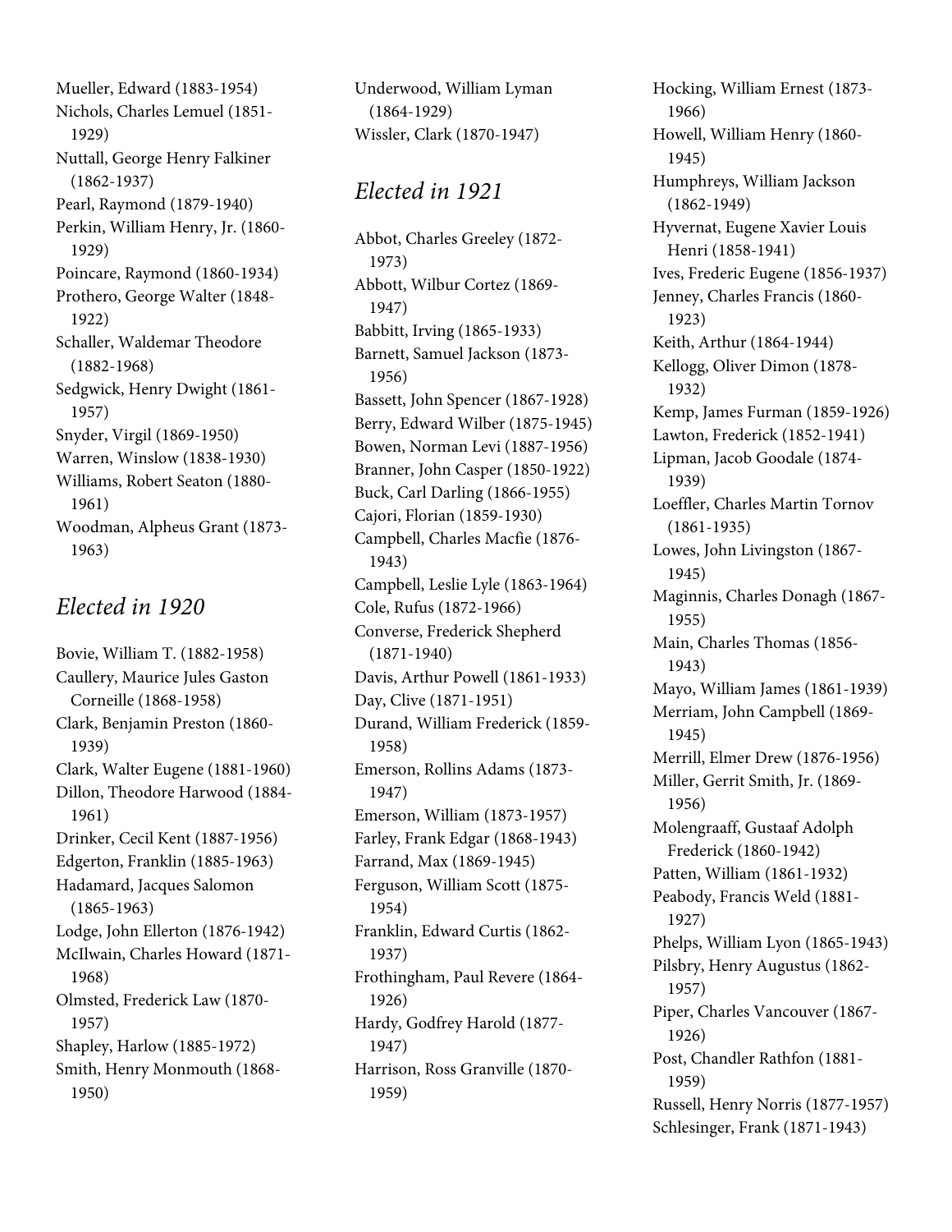Mueller, Edward (1883-1954)
Nichols, Charles Lemuel (1851-1929)
Nuttall, George Henry Falkiner (1862-1937)
Pearl, Raymond (1879-1940)
Perkin, William Henry, Jr. (1860-1929)
Poincare, Raymond (1860-1934)
Prothero, George Walter (1848-1922)
Schaller, Waldemar Theodore (1882-1968)
Sedgwick, Henry Dwight (1861-1957)
Snyder, Virgil (1869-1950)
Warren, Winslow (1838-1930)
Williams, Robert Seaton (1880-1961)
Woodman, Alpheus Grant (1873-1963)

## *Elected in 1920*

Bovie, William T. (1882-1958)
Caullery, Maurice Jules Gaston Corneille (1868-1958)
Clark, Benjamin Preston (1860-1939)
Clark, Walter Eugene (1881-1960)
Dillon, Theodore Harwood (1884-1961)
Drinker, Cecil Kent (1887-1956)
Edgerton, Franklin (1885-1963)
Hadamard, Jacques Salomon (1865-1963)
Lodge, John Ellerton (1876-1942)
McIlwain, Charles Howard (1871-1968)
Olmsted, Frederick Law (1870-1957)
Shapley, Harlow (1885-1972)
Smith, Henry Monmouth (1868-1950)
Underwood, William Lyman (1864-1929)
Wissler, Clark (1870-1947)

## *Elected in 1921*

Abbot, Charles Greeley (1872-1973)
Abbott, Wilbur Cortez (1869-1947)
Babbitt, Irving (1865-1933)
Barnett, Samuel Jackson (1873-1956)
Bassett, John Spencer (1867-1928)
Berry, Edward Wilber (1875-1945)
Bowen, Norman Levi (1887-1956)
Branner, John Casper (1850-1922)
Buck, Carl Darling (1866-1955)
Cajori, Florian (1859-1930)
Campbell, Charles Macfie (1876-1943)
Campbell, Leslie Lyle (1863-1964)
Cole, Rufus (1872-1966)
Converse, Frederick Shepherd (1871-1940)
Davis, Arthur Powell (1861-1933)
Day, Clive (1871-1951)
Durand, William Frederick (1859-1958)
Emerson, Rollins Adams (1873-1947)
Emerson, William (1873-1957)
Farley, Frank Edgar (1868-1943)
Farrand, Max (1869-1945)
Ferguson, William Scott (1875-1954)
Franklin, Edward Curtis (1862-1937)
Frothingham, Paul Revere (1864-1926)
Hardy, Godfrey Harold (1877-1947)
Harrison, Ross Granville (1870-1959)
Hocking, William Ernest (1873-1966)
Howell, William Henry (1860-1945)
Humphreys, William Jackson (1862-1949)
Hyvernat, Eugene Xavier Louis Henri (1858-1941)
Ives, Frederic Eugene (1856-1937)
Jenney, Charles Francis (1860-1923)
Keith, Arthur (1864-1944)
Kellogg, Oliver Dimon (1878-1932)
Kemp, James Furman (1859-1926)
Lawton, Frederick (1852-1941)
Lipman, Jacob Goodale (1874-1939)
Loeffler, Charles Martin Tornov (1861-1935)
Lowes, John Livingston (1867-1945)
Maginnis, Charles Donagh (1867-1955)
Main, Charles Thomas (1856-1943)
Mayo, William James (1861-1939)
Merriam, John Campbell (1869-1945)
Merrill, Elmer Drew (1876-1956)
Miller, Gerrit Smith, Jr. (1869-1956)
Molengraaff, Gustaaf Adolph Frederick (1860-1942)
Patten, William (1861-1932)
Peabody, Francis Weld (1881-1927)
Phelps, William Lyon (1865-1943)
Pilsbry, Henry Augustus (1862-1957)
Piper, Charles Vancouver (1867-1926)
Post, Chandler Rathfon (1881-1959)
Russell, Henry Norris (1877-1957)
Schlesinger, Frank (1871-1943)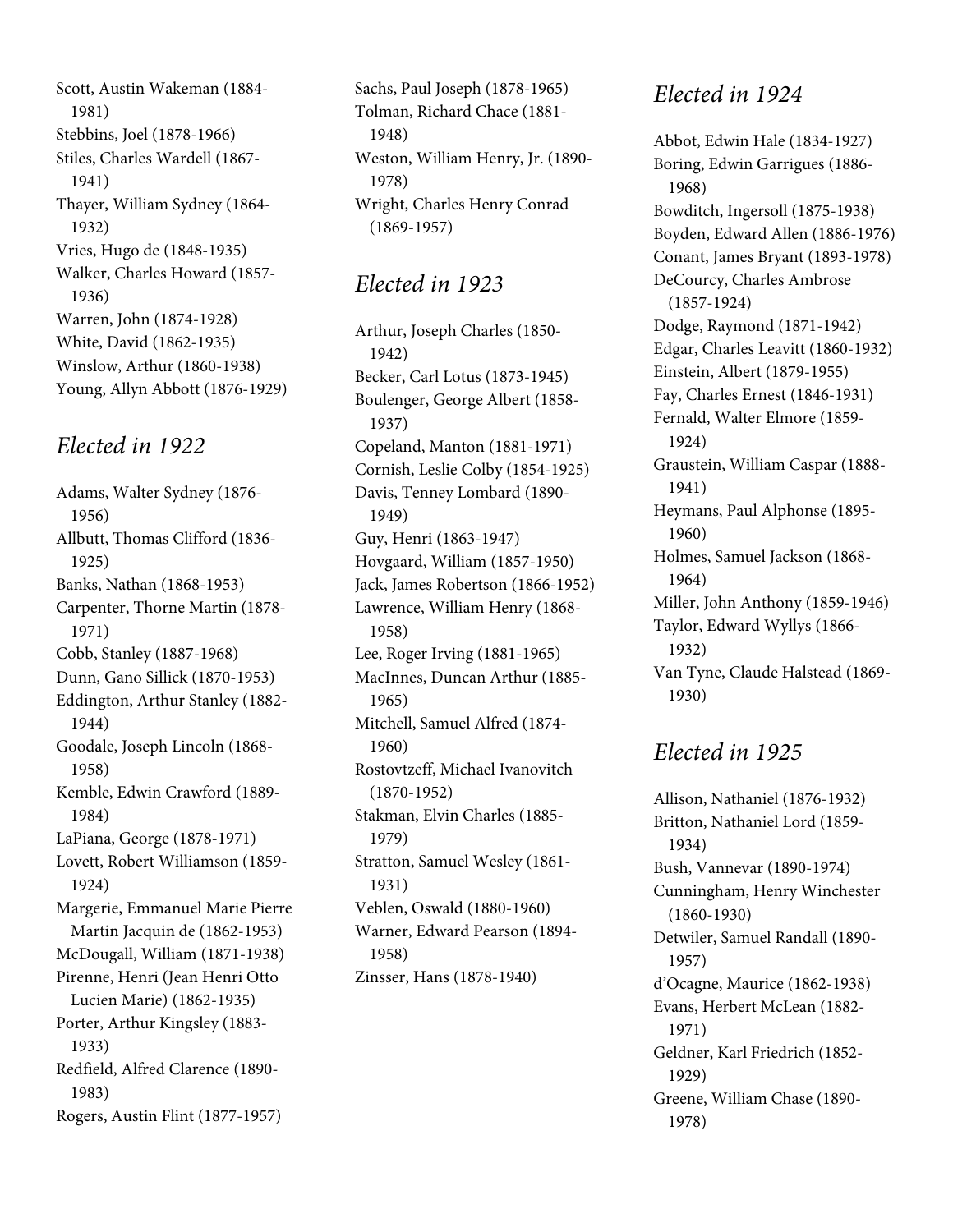Scott, Austin Wakeman (1884-1981)
Stebbins, Joel (1878-1966)
Stiles, Charles Wardell (1867-1941)
Thayer, William Sydney (1864-1932)
Vries, Hugo de (1848-1935)
Walker, Charles Howard (1857-1936)
Warren, John (1874-1928)
White, David (1862-1935)
Winslow, Arthur (1860-1938)
Young, Allyn Abbott (1876-1929)

## *Elected in 1922*

Adams, Walter Sydney (1876-1956)
Allbutt, Thomas Clifford (1836-1925)
Banks, Nathan (1868-1953)
Carpenter, Thorne Martin (1878-1971)
Cobb, Stanley (1887-1968)
Dunn, Gano Sillick (1870-1953)
Eddington, Arthur Stanley (1882-1944)
Goodale, Joseph Lincoln (1868-1958)
Kemble, Edwin Crawford (1889-1984)
LaPiana, George (1878-1971)
Lovett, Robert Williamson (1859-1924)
Margerie, Emmanuel Marie Pierre Martin Jacquin de (1862-1953)
McDougall, William (1871-1938)
Pirenne, Henri (Jean Henri Otto Lucien Marie) (1862-1935)
Porter, Arthur Kingsley (1883-1933)
Redfield, Alfred Clarence (1890-1983)
Rogers, Austin Flint (1877-1957)
Sachs, Paul Joseph (1878-1965)
Tolman, Richard Chace (1881-1948)
Weston, William Henry, Jr. (1890-1978)
Wright, Charles Henry Conrad (1869-1957)

## *Elected in 1923*

Arthur, Joseph Charles (1850-1942)
Becker, Carl Lotus (1873-1945)
Boulenger, George Albert (1858-1937)
Copeland, Manton (1881-1971)
Cornish, Leslie Colby (1854-1925)
Davis, Tenney Lombard (1890-1949)
Guy, Henri (1863-1947)
Hovgaard, William (1857-1950)
Jack, James Robertson (1866-1952)
Lawrence, William Henry (1868-1958)
Lee, Roger Irving (1881-1965)
MacInnes, Duncan Arthur (1885-1965)
Mitchell, Samuel Alfred (1874-1960)
Rostovtzeff, Michael Ivanovitch (1870-1952)
Stakman, Elvin Charles (1885-1979)
Stratton, Samuel Wesley (1861-1931)
Veblen, Oswald (1880-1960)
Warner, Edward Pearson (1894-1958)
Zinsser, Hans (1878-1940)

## *Elected in 1924*

Abbot, Edwin Hale (1834-1927)
Boring, Edwin Garrigues (1886-1968)
Bowditch, Ingersoll (1875-1938)
Boyden, Edward Allen (1886-1976)
Conant, James Bryant (1893-1978)
DeCourcy, Charles Ambrose (1857-1924)
Dodge, Raymond (1871-1942)
Edgar, Charles Leavitt (1860-1932)
Einstein, Albert (1879-1955)
Fay, Charles Ernest (1846-1931)
Fernald, Walter Elmore (1859-1924)
Graustein, William Caspar (1888-1941)
Heymans, Paul Alphonse (1895-1960)
Holmes, Samuel Jackson (1868-1964)
Miller, John Anthony (1859-1946)
Taylor, Edward Wyllys (1866-1932)
Van Tyne, Claude Halstead (1869-1930)

## *Elected in 1925*

Allison, Nathaniel (1876-1932)
Britton, Nathaniel Lord (1859-1934)
Bush, Vannevar (1890-1974)
Cunningham, Henry Winchester (1860-1930)
Detwiler, Samuel Randall (1890-1957)
d'Ocagne, Maurice (1862-1938)
Evans, Herbert McLean (1882-1971)
Geldner, Karl Friedrich (1852-1929)
Greene, William Chase (1890-1978)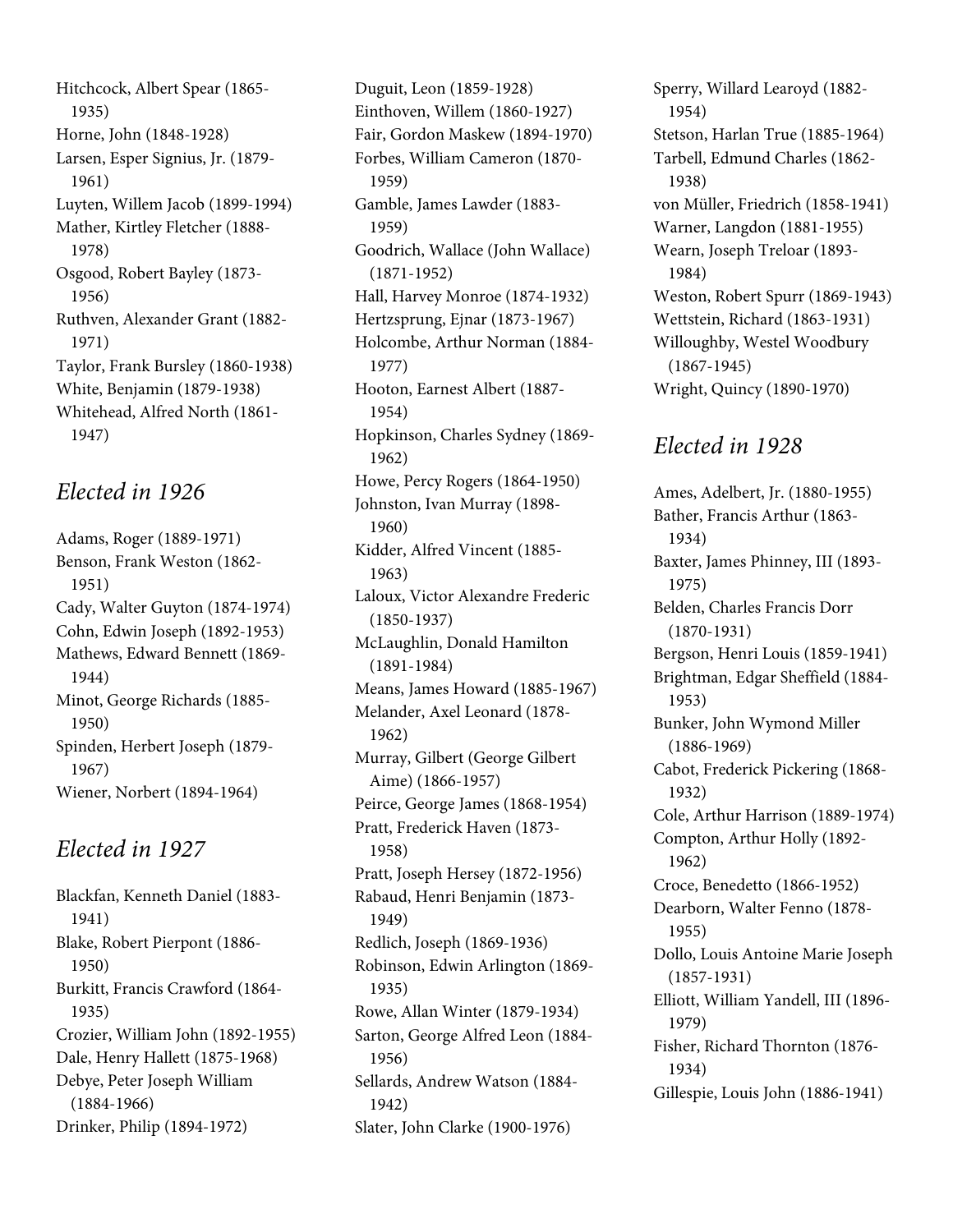Hitchcock, Albert Spear (1865-1935)
Horne, John (1848-1928)
Larsen, Esper Signius, Jr. (1879-1961)
Luyten, Willem Jacob (1899-1994)
Mather, Kirtley Fletcher (1888-1978)
Osgood, Robert Bayley (1873-1956)
Ruthven, Alexander Grant (1882-1971)
Taylor, Frank Bursley (1860-1938)
White, Benjamin (1879-1938)
Whitehead, Alfred North (1861-1947)

## *Elected in 1926*

Adams, Roger (1889-1971)
Benson, Frank Weston (1862-1951)
Cady, Walter Guyton (1874-1974)
Cohn, Edwin Joseph (1892-1953)
Mathews, Edward Bennett (1869-1944)
Minot, George Richards (1885-1950)
Spinden, Herbert Joseph (1879-1967)
Wiener, Norbert (1894-1964)

## *Elected in 1927*

Blackfan, Kenneth Daniel (1883-1941)
Blake, Robert Pierpont (1886-1950)
Burkitt, Francis Crawford (1864-1935)
Crozier, William John (1892-1955)
Dale, Henry Hallett (1875-1968)
Debye, Peter Joseph William (1884-1966)
Drinker, Philip (1894-1972)
Duguit, Leon (1859-1928)
Einthoven, Willem (1860-1927)
Fair, Gordon Maskew (1894-1970)
Forbes, William Cameron (1870-1959)
Gamble, James Lawder (1883-1959)
Goodrich, Wallace (John Wallace) (1871-1952)
Hall, Harvey Monroe (1874-1932)
Hertzsprung, Ejnar (1873-1967)
Holcombe, Arthur Norman (1884-1977)
Hooton, Earnest Albert (1887-1954)
Hopkinson, Charles Sydney (1869-1962)
Howe, Percy Rogers (1864-1950)
Johnston, Ivan Murray (1898-1960)
Kidder, Alfred Vincent (1885-1963)
Laloux, Victor Alexandre Frederic (1850-1937)
McLaughlin, Donald Hamilton (1891-1984)
Means, James Howard (1885-1967)
Melander, Axel Leonard (1878-1962)
Murray, Gilbert (George Gilbert Aime) (1866-1957)
Peirce, George James (1868-1954)
Pratt, Frederick Haven (1873-1958)
Pratt, Joseph Hersey (1872-1956)
Rabaud, Henri Benjamin (1873-1949)
Redlich, Joseph (1869-1936)
Robinson, Edwin Arlington (1869-1935)
Rowe, Allan Winter (1879-1934)
Sarton, George Alfred Leon (1884-1956)
Sellards, Andrew Watson (1884-1942)
Slater, John Clarke (1900-1976)
Sperry, Willard Learoyd (1882-1954)
Stetson, Harlan True (1885-1964)
Tarbell, Edmund Charles (1862-1938)
von Müller, Friedrich (1858-1941)
Warner, Langdon (1881-1955)
Wearn, Joseph Treloar (1893-1984)
Weston, Robert Spurr (1869-1943)
Wettstein, Richard (1863-1931)
Willoughby, Westel Woodbury (1867-1945)
Wright, Quincy (1890-1970)

## *Elected in 1928*

Ames, Adelbert, Jr. (1880-1955)
Bather, Francis Arthur (1863-1934)
Baxter, James Phinney, III (1893-1975)
Belden, Charles Francis Dorr (1870-1931)
Bergson, Henri Louis (1859-1941)
Brightman, Edgar Sheffield (1884-1953)
Bunker, John Wymond Miller (1886-1969)
Cabot, Frederick Pickering (1868-1932)
Cole, Arthur Harrison (1889-1974)
Compton, Arthur Holly (1892-1962)
Croce, Benedetto (1866-1952)
Dearborn, Walter Fenno (1878-1955)
Dollo, Louis Antoine Marie Joseph (1857-1931)
Elliott, William Yandell, III (1896-1979)
Fisher, Richard Thornton (1876-1934)
Gillespie, Louis John (1886-1941)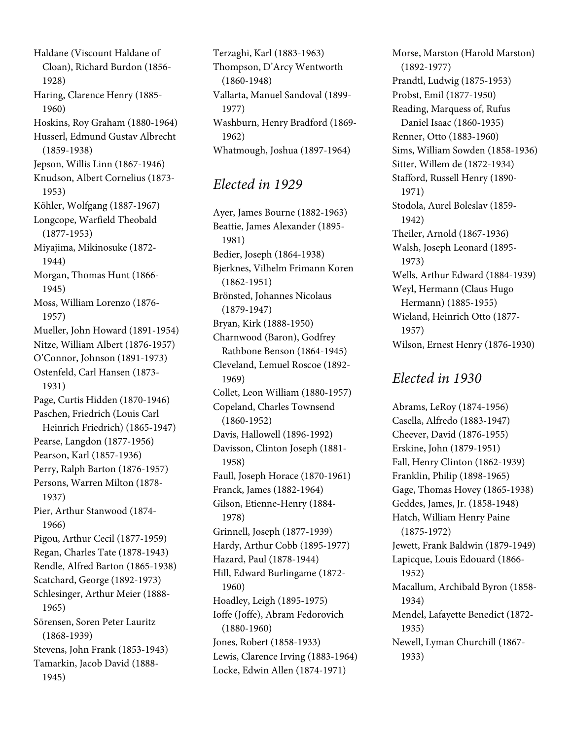Haldane (Viscount Haldane of Cloan), Richard Burdon (1856-1928)
Haring, Clarence Henry (1885-1960)
Hoskins, Roy Graham (1880-1964)
Husserl, Edmund Gustav Albrecht (1859-1938)
Jepson, Willis Linn (1867-1946)
Knudson, Albert Cornelius (1873-1953)
Köhler, Wolfgang (1887-1967)
Longcope, Warfield Theobald (1877-1953)
Miyajima, Mikinosuke (1872-1944)
Morgan, Thomas Hunt (1866-1945)
Moss, William Lorenzo (1876-1957)
Mueller, John Howard (1891-1954)
Nitze, William Albert (1876-1957)
O'Connor, Johnson (1891-1973)
Ostenfeld, Carl Hansen (1873-1931)
Page, Curtis Hidden (1870-1946)
Paschen, Friedrich (Louis Carl Heinrich Friedrich) (1865-1947)
Pearse, Langdon (1877-1956)
Pearson, Karl (1857-1936)
Perry, Ralph Barton (1876-1957)
Persons, Warren Milton (1878-1937)
Pier, Arthur Stanwood (1874-1966)
Pigou, Arthur Cecil (1877-1959)
Regan, Charles Tate (1878-1943)
Rendle, Alfred Barton (1865-1938)
Scatchard, George (1892-1973)
Schlesinger, Arthur Meier (1888-1965)
Sörensen, Soren Peter Lauritz (1868-1939)
Stevens, John Frank (1853-1943)
Tamarkin, Jacob David (1888-1945)
Terzaghi, Karl (1883-1963)
Thompson, D'Arcy Wentworth (1860-1948)
Vallarta, Manuel Sandoval (1899-1977)
Washburn, Henry Bradford (1869-1962)
Whatmough, Joshua (1897-1964)

## *Elected in 1929*

Ayer, James Bourne (1882-1963)
Beattie, James Alexander (1895-1981)
Bedier, Joseph (1864-1938)
Bjerknes, Vilhelm Frimann Koren (1862-1951)
Brönsted, Johannes Nicolaus (1879-1947)
Bryan, Kirk (1888-1950)
Charnwood (Baron), Godfrey Rathbone Benson (1864-1945)
Cleveland, Lemuel Roscoe (1892-1969)
Collet, Leon William (1880-1957)
Copeland, Charles Townsend (1860-1952)
Davis, Hallowell (1896-1992)
Davisson, Clinton Joseph (1881-1958)
Faull, Joseph Horace (1870-1961)
Franck, James (1882-1964)
Gilson, Etienne-Henry (1884-1978)
Grinnell, Joseph (1877-1939)
Hardy, Arthur Cobb (1895-1977)
Hazard, Paul (1878-1944)
Hill, Edward Burlingame (1872-1960)
Hoadley, Leigh (1895-1975)
Ioffe (Joffe), Abram Fedorovich (1880-1960)
Jones, Robert (1858-1933)
Lewis, Clarence Irving (1883-1964)
Locke, Edwin Allen (1874-1971)
Morse, Marston (Harold Marston) (1892-1977)
Prandtl, Ludwig (1875-1953)
Probst, Emil (1877-1950)
Reading, Marquess of, Rufus Daniel Isaac (1860-1935)
Renner, Otto (1883-1960)
Sims, William Sowden (1858-1936)
Sitter, Willem de (1872-1934)
Stafford, Russell Henry (1890-1971)
Stodola, Aurel Boleslav (1859-1942)
Theiler, Arnold (1867-1936)
Walsh, Joseph Leonard (1895-1973)
Wells, Arthur Edward (1884-1939)
Weyl, Hermann (Claus Hugo Hermann) (1885-1955)
Wieland, Heinrich Otto (1877-1957)
Wilson, Ernest Henry (1876-1930)

## *Elected in 1930*

Abrams, LeRoy (1874-1956)
Casella, Alfredo (1883-1947)
Cheever, David (1876-1955)
Erskine, John (1879-1951)
Fall, Henry Clinton (1862-1939)
Franklin, Philip (1898-1965)
Gage, Thomas Hovey (1865-1938)
Geddes, James, Jr. (1858-1948)
Hatch, William Henry Paine (1875-1972)
Jewett, Frank Baldwin (1879-1949)
Lapicque, Louis Edouard (1866-1952)
Macallum, Archibald Byron (1858-1934)
Mendel, Lafayette Benedict (1872-1935)
Newell, Lyman Churchill (1867-1933)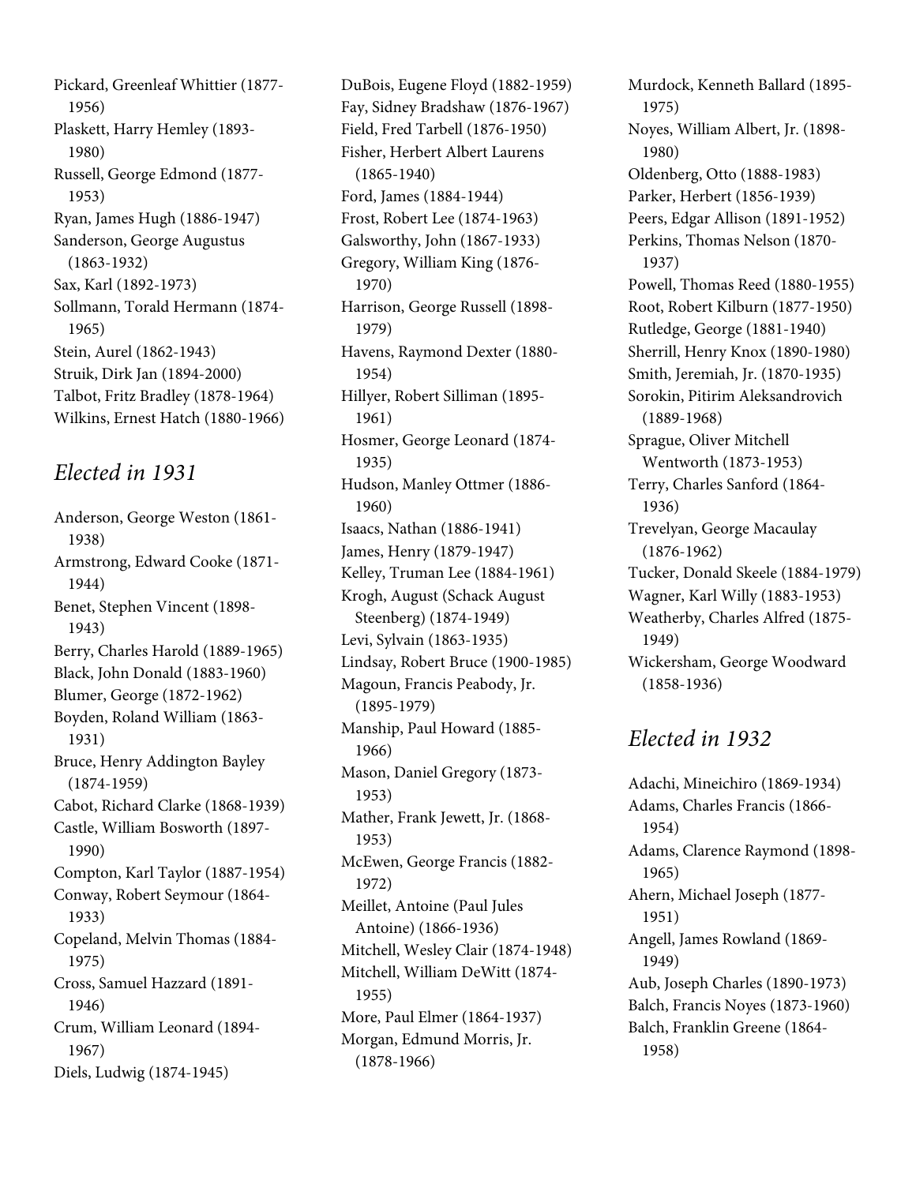Pickard, Greenleaf Whittier (1877-1956)
Plaskett, Harry Hemley (1893-1980)
Russell, George Edmond (1877-1953)
Ryan, James Hugh (1886-1947)
Sanderson, George Augustus (1863-1932)
Sax, Karl (1892-1973)
Sollmann, Torald Hermann (1874-1965)
Stein, Aurel (1862-1943)
Struik, Dirk Jan (1894-2000)
Talbot, Fritz Bradley (1878-1964)
Wilkins, Ernest Hatch (1880-1966)

## *Elected in 1931*

Anderson, George Weston (1861-1938)
Armstrong, Edward Cooke (1871-1944)
Benet, Stephen Vincent (1898-1943)
Berry, Charles Harold (1889-1965)
Black, John Donald (1883-1960)
Blumer, George (1872-1962)
Boyden, Roland William (1863-1931)
Bruce, Henry Addington Bayley (1874-1959)
Cabot, Richard Clarke (1868-1939)
Castle, William Bosworth (1897-1990)
Compton, Karl Taylor (1887-1954)
Conway, Robert Seymour (1864-1933)
Copeland, Melvin Thomas (1884-1975)
Cross, Samuel Hazzard (1891-1946)
Crum, William Leonard (1894-1967)
Diels, Ludwig (1874-1945)
DuBois, Eugene Floyd (1882-1959)
Fay, Sidney Bradshaw (1876-1967)
Field, Fred Tarbell (1876-1950)
Fisher, Herbert Albert Laurens (1865-1940)
Ford, James (1884-1944)
Frost, Robert Lee (1874-1963)
Galsworthy, John (1867-1933)
Gregory, William King (1876-1970)
Harrison, George Russell (1898-1979)
Havens, Raymond Dexter (1880-1954)
Hillyer, Robert Silliman (1895-1961)
Hosmer, George Leonard (1874-1935)
Hudson, Manley Ottmer (1886-1960)
Isaacs, Nathan (1886-1941)
James, Henry (1879-1947)
Kelley, Truman Lee (1884-1961)
Krogh, August (Schack August Steenberg) (1874-1949)
Levi, Sylvain (1863-1935)
Lindsay, Robert Bruce (1900-1985)
Magoun, Francis Peabody, Jr. (1895-1979)
Manship, Paul Howard (1885-1966)
Mason, Daniel Gregory (1873-1953)
Mather, Frank Jewett, Jr. (1868-1953)
McEwen, George Francis (1882-1972)
Meillet, Antoine (Paul Jules Antoine) (1866-1936)
Mitchell, Wesley Clair (1874-1948)
Mitchell, William DeWitt (1874-1955)
More, Paul Elmer (1864-1937)
Morgan, Edmund Morris, Jr. (1878-1966)
Murdock, Kenneth Ballard (1895-1975)
Noyes, William Albert, Jr. (1898-1980)
Oldenberg, Otto (1888-1983)
Parker, Herbert (1856-1939)
Peers, Edgar Allison (1891-1952)
Perkins, Thomas Nelson (1870-1937)
Powell, Thomas Reed (1880-1955)
Root, Robert Kilburn (1877-1950)
Rutledge, George (1881-1940)
Sherrill, Henry Knox (1890-1980)
Smith, Jeremiah, Jr. (1870-1935)
Sorokin, Pitirim Aleksandrovich (1889-1968)
Sprague, Oliver Mitchell Wentworth (1873-1953)
Terry, Charles Sanford (1864-1936)
Trevelyan, George Macaulay (1876-1962)
Tucker, Donald Skeele (1884-1979)
Wagner, Karl Willy (1883-1953)
Weatherby, Charles Alfred (1875-1949)
Wickersham, George Woodward (1858-1936)

## *Elected in 1932*

Adachi, Mineichiro (1869-1934)
Adams, Charles Francis (1866-1954)
Adams, Clarence Raymond (1898-1965)
Ahern, Michael Joseph (1877-1951)
Angell, James Rowland (1869-1949)
Aub, Joseph Charles (1890-1973)
Balch, Francis Noyes (1873-1960)
Balch, Franklin Greene (1864-1958)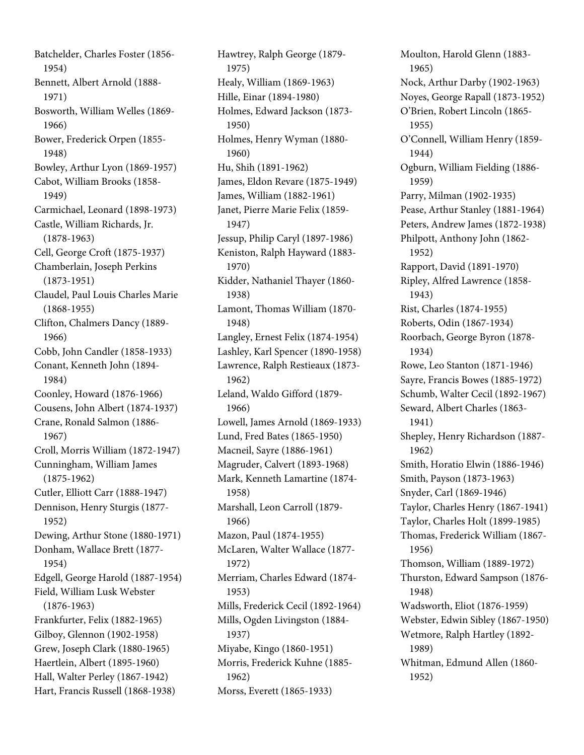Batchelder, Charles Foster (1856-1954)
Bennett, Albert Arnold (1888-1971)
Bosworth, William Welles (1869-1966)
Bower, Frederick Orpen (1855-1948)
Bowley, Arthur Lyon (1869-1957)
Cabot, William Brooks (1858-1949)
Carmichael, Leonard (1898-1973)
Castle, William Richards, Jr. (1878-1963)
Cell, George Croft (1875-1937)
Chamberlain, Joseph Perkins (1873-1951)
Claudel, Paul Louis Charles Marie (1868-1955)
Clifton, Chalmers Dancy (1889-1966)
Cobb, John Candler (1858-1933)
Conant, Kenneth John (1894-1984)
Coonley, Howard (1876-1966)
Cousens, John Albert (1874-1937)
Crane, Ronald Salmon (1886-1967)
Croll, Morris William (1872-1947)
Cunningham, William James (1875-1962)
Cutler, Elliott Carr (1888-1947)
Dennison, Henry Sturgis (1877-1952)
Dewing, Arthur Stone (1880-1971)
Donham, Wallace Brett (1877-1954)
Edgell, George Harold (1887-1954)
Field, William Lusk Webster (1876-1963)
Frankfurter, Felix (1882-1965)
Gilboy, Glennon (1902-1958)
Grew, Joseph Clark (1880-1965)
Haertlein, Albert (1895-1960)
Hall, Walter Perley (1867-1942)
Hart, Francis Russell (1868-1938)
Hawtrey, Ralph George (1879-1975)
Healy, William (1869-1963)
Hille, Einar (1894-1980)
Holmes, Edward Jackson (1873-1950)
Holmes, Henry Wyman (1880-1960)
Hu, Shih (1891-1962)
James, Eldon Revare (1875-1949)
James, William (1882-1961)
Janet, Pierre Marie Felix (1859-1947)
Jessup, Philip Caryl (1897-1986)
Keniston, Ralph Hayward (1883-1970)
Kidder, Nathaniel Thayer (1860-1938)
Lamont, Thomas William (1870-1948)
Langley, Ernest Felix (1874-1954)
Lashley, Karl Spencer (1890-1958)
Lawrence, Ralph Restieaux (1873-1962)
Leland, Waldo Gifford (1879-1966)
Lowell, James Arnold (1869-1933)
Lund, Fred Bates (1865-1950)
Macneil, Sayre (1886-1961)
Magruder, Calvert (1893-1968)
Mark, Kenneth Lamartine (1874-1958)
Marshall, Leon Carroll (1879-1966)
Mazon, Paul (1874-1955)
McLaren, Walter Wallace (1877-1972)
Merriam, Charles Edward (1874-1953)
Mills, Frederick Cecil (1892-1964)
Mills, Ogden Livingston (1884-1937)
Miyabe, Kingo (1860-1951)
Morris, Frederick Kuhne (1885-1962)
Morss, Everett (1865-1933)
Moulton, Harold Glenn (1883-1965)
Nock, Arthur Darby (1902-1963)
Noyes, George Rapall (1873-1952)
O'Brien, Robert Lincoln (1865-1955)
O'Connell, William Henry (1859-1944)
Ogburn, William Fielding (1886-1959)
Parry, Milman (1902-1935)
Pease, Arthur Stanley (1881-1964)
Peters, Andrew James (1872-1938)
Philpott, Anthony John (1862-1952)
Rapport, David (1891-1970)
Ripley, Alfred Lawrence (1858-1943)
Rist, Charles (1874-1955)
Roberts, Odin (1867-1934)
Roorbach, George Byron (1878-1934)
Rowe, Leo Stanton (1871-1946)
Sayre, Francis Bowes (1885-1972)
Schumb, Walter Cecil (1892-1967)
Seward, Albert Charles (1863-1941)
Shepley, Henry Richardson (1887-1962)
Smith, Horatio Elwin (1886-1946)
Smith, Payson (1873-1963)
Snyder, Carl (1869-1946)
Taylor, Charles Henry (1867-1941)
Taylor, Charles Holt (1899-1985)
Thomas, Frederick William (1867-1956)
Thomson, William (1889-1972)
Thurston, Edward Sampson (1876-1948)
Wadsworth, Eliot (1876-1959)
Webster, Edwin Sibley (1867-1950)
Wetmore, Ralph Hartley (1892-1989)
Whitman, Edmund Allen (1860-1952)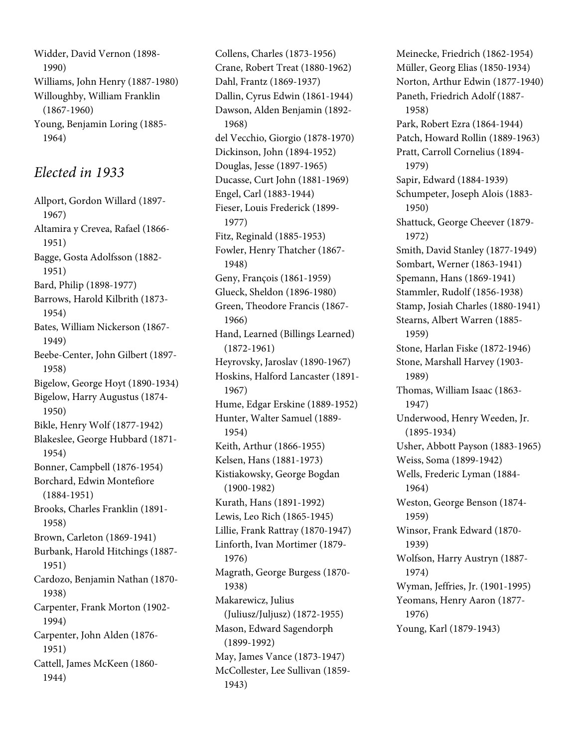Widder, David Vernon (1898-1990)
Williams, John Henry (1887-1980)
Willoughby, William Franklin (1867-1960)
Young, Benjamin Loring (1885-1964)

## *Elected in 1933*

Allport, Gordon Willard (1897-1967)
Altamira y Crevea, Rafael (1866-1951)
Bagge, Gosta Adolfsson (1882-1951)
Bard, Philip (1898-1977)
Barrows, Harold Kilbrith (1873-1954)
Bates, William Nickerson (1867-1949)
Beebe-Center, John Gilbert (1897-1958)
Bigelow, George Hoyt (1890-1934)
Bigelow, Harry Augustus (1874-1950)
Bikle, Henry Wolf (1877-1942)
Blakeslee, George Hubbard (1871-1954)
Bonner, Campbell (1876-1954)
Borchard, Edwin Montefiore (1884-1951)
Brooks, Charles Franklin (1891-1958)
Brown, Carleton (1869-1941)
Burbank, Harold Hitchings (1887-1951)
Cardozo, Benjamin Nathan (1870-1938)
Carpenter, Frank Morton (1902-1994)
Carpenter, John Alden (1876-1951)
Cattell, James McKeen (1860-1944)
Collens, Charles (1873-1956)
Crane, Robert Treat (1880-1962)
Dahl, Frantz (1869-1937)
Dallin, Cyrus Edwin (1861-1944)
Dawson, Alden Benjamin (1892-1968)
del Vecchio, Giorgio (1878-1970)
Dickinson, John (1894-1952)
Douglas, Jesse (1897-1965)
Ducasse, Curt John (1881-1969)
Engel, Carl (1883-1944)
Fieser, Louis Frederick (1899-1977)
Fitz, Reginald (1885-1953)
Fowler, Henry Thatcher (1867-1948)
Geny, François (1861-1959)
Glueck, Sheldon (1896-1980)
Green, Theodore Francis (1867-1966)
Hand, Learned (Billings Learned) (1872-1961)
Heyrovsky, Jaroslav (1890-1967)
Hoskins, Halford Lancaster (1891-1967)
Hume, Edgar Erskine (1889-1952)
Hunter, Walter Samuel (1889-1954)
Keith, Arthur (1866-1955)
Kelsen, Hans (1881-1973)
Kistiakowsky, George Bogdan (1900-1982)
Kurath, Hans (1891-1992)
Lewis, Leo Rich (1865-1945)
Lillie, Frank Rattray (1870-1947)
Linforth, Ivan Mortimer (1879-1976)
Magrath, George Burgess (1870-1938)
Makarewicz, Julius (Juliusz/Juljusz) (1872-1955)
Mason, Edward Sagendorph (1899-1992)
May, James Vance (1873-1947)
McCollester, Lee Sullivan (1859-1943)
Meinecke, Friedrich (1862-1954)
Müller, Georg Elias (1850-1934)
Norton, Arthur Edwin (1877-1940)
Paneth, Friedrich Adolf (1887-1958)
Park, Robert Ezra (1864-1944)
Patch, Howard Rollin (1889-1963)
Pratt, Carroll Cornelius (1894-1979)
Sapir, Edward (1884-1939)
Schumpeter, Joseph Alois (1883-1950)
Shattuck, George Cheever (1879-1972)
Smith, David Stanley (1877-1949)
Sombart, Werner (1863-1941)
Spemann, Hans (1869-1941)
Stammler, Rudolf (1856-1938)
Stamp, Josiah Charles (1880-1941)
Stearns, Albert Warren (1885-1959)
Stone, Harlan Fiske (1872-1946)
Stone, Marshall Harvey (1903-1989)
Thomas, William Isaac (1863-1947)
Underwood, Henry Weeden, Jr. (1895-1934)
Usher, Abbott Payson (1883-1965)
Weiss, Soma (1899-1942)
Wells, Frederic Lyman (1884-1964)
Weston, George Benson (1874-1959)
Winsor, Frank Edward (1870-1939)
Wolfson, Harry Austryn (1887-1974)
Wyman, Jeffries, Jr. (1901-1995)
Yeomans, Henry Aaron (1877-1976)
Young, Karl (1879-1943)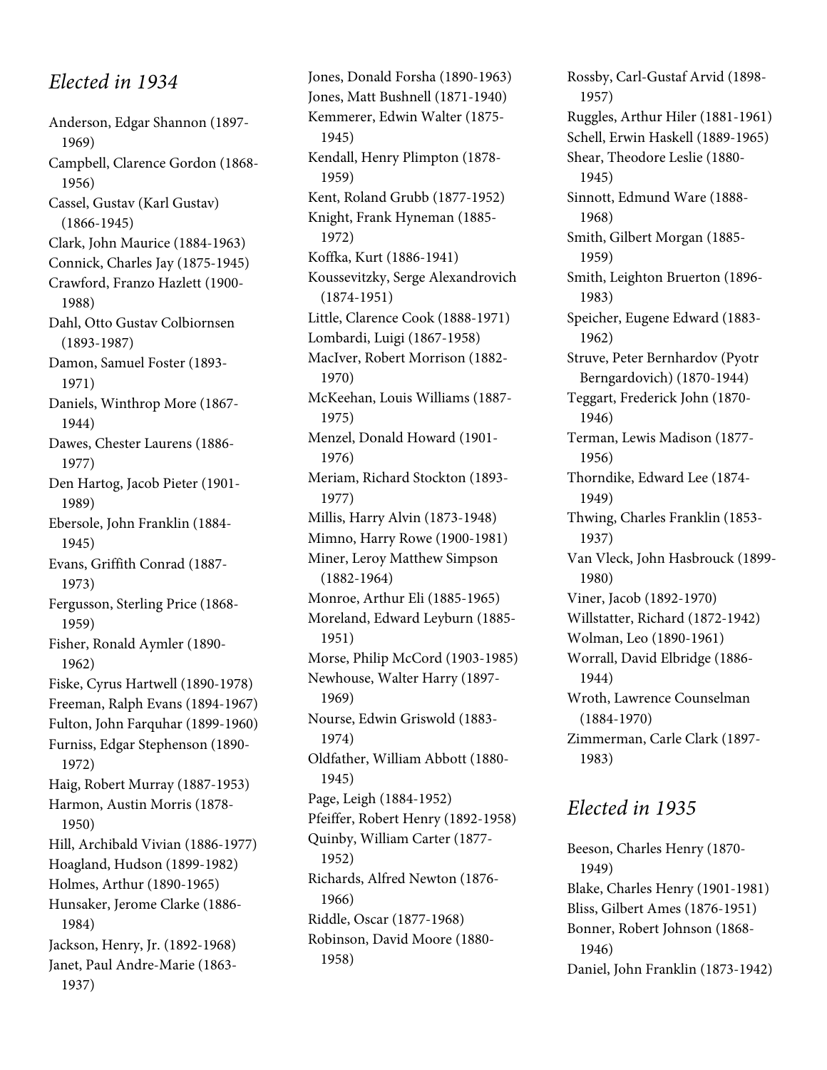## *Elected in 1934*

Anderson, Edgar Shannon (1897-1969)
Campbell, Clarence Gordon (1868-1956)
Cassel, Gustav (Karl Gustav) (1866-1945)
Clark, John Maurice (1884-1963)
Connick, Charles Jay (1875-1945)
Crawford, Franzo Hazlett (1900-1988)
Dahl, Otto Gustav Colbiornsen (1893-1987)
Damon, Samuel Foster (1893-1971)
Daniels, Winthrop More (1867-1944)
Dawes, Chester Laurens (1886-1977)
Den Hartog, Jacob Pieter (1901-1989)
Ebersole, John Franklin (1884-1945)
Evans, Griffith Conrad (1887-1973)
Fergusson, Sterling Price (1868-1959)
Fisher, Ronald Aymler (1890-1962)
Fiske, Cyrus Hartwell (1890-1978)
Freeman, Ralph Evans (1894-1967)
Fulton, John Farquhar (1899-1960)
Furniss, Edgar Stephenson (1890-1972)
Haig, Robert Murray (1887-1953)
Harmon, Austin Morris (1878-1950)
Hill, Archibald Vivian (1886-1977)
Hoagland, Hudson (1899-1982)
Holmes, Arthur (1890-1965)
Hunsaker, Jerome Clarke (1886-1984)
Jackson, Henry, Jr. (1892-1968)
Janet, Paul Andre-Marie (1863-1937)
Jones, Donald Forsha (1890-1963)
Jones, Matt Bushnell (1871-1940)
Kemmerer, Edwin Walter (1875-1945)
Kendall, Henry Plimpton (1878-1959)
Kent, Roland Grubb (1877-1952)
Knight, Frank Hyneman (1885-1972)
Koffka, Kurt (1886-1941)
Koussevitzky, Serge Alexandrovich (1874-1951)
Little, Clarence Cook (1888-1971)
Lombardi, Luigi (1867-1958)
MacIver, Robert Morrison (1882-1970)
McKeehan, Louis Williams (1887-1975)
Menzel, Donald Howard (1901-1976)
Meriam, Richard Stockton (1893-1977)
Millis, Harry Alvin (1873-1948)
Mimno, Harry Rowe (1900-1981)
Miner, Leroy Matthew Simpson (1882-1964)
Monroe, Arthur Eli (1885-1965)
Moreland, Edward Leyburn (1885-1951)
Morse, Philip McCord (1903-1985)
Newhouse, Walter Harry (1897-1969)
Nourse, Edwin Griswold (1883-1974)
Oldfather, William Abbott (1880-1945)
Page, Leigh (1884-1952)
Pfeiffer, Robert Henry (1892-1958)
Quinby, William Carter (1877-1952)
Richards, Alfred Newton (1876-1966)
Riddle, Oscar (1877-1968)
Robinson, David Moore (1880-1958)
Rossby, Carl-Gustaf Arvid (1898-1957)
Ruggles, Arthur Hiler (1881-1961)
Schell, Erwin Haskell (1889-1965)
Shear, Theodore Leslie (1880-1945)
Sinnott, Edmund Ware (1888-1968)
Smith, Gilbert Morgan (1885-1959)
Smith, Leighton Bruerton (1896-1983)
Speicher, Eugene Edward (1883-1962)
Struve, Peter Bernhardov (Pyotr Berngardovich) (1870-1944)
Teggart, Frederick John (1870-1946)
Terman, Lewis Madison (1877-1956)
Thorndike, Edward Lee (1874-1949)
Thwing, Charles Franklin (1853-1937)
Van Vleck, John Hasbrouck (1899-1980)
Viner, Jacob (1892-1970)
Willstatter, Richard (1872-1942)
Wolman, Leo (1890-1961)
Worrall, David Elbridge (1886-1944)
Wroth, Lawrence Counselman (1884-1970)
Zimmerman, Carle Clark (1897-1983)

## *Elected in 1935*

Beeson, Charles Henry (1870-1949)
Blake, Charles Henry (1901-1981)
Bliss, Gilbert Ames (1876-1951)
Bonner, Robert Johnson (1868-1946)
Daniel, John Franklin (1873-1942)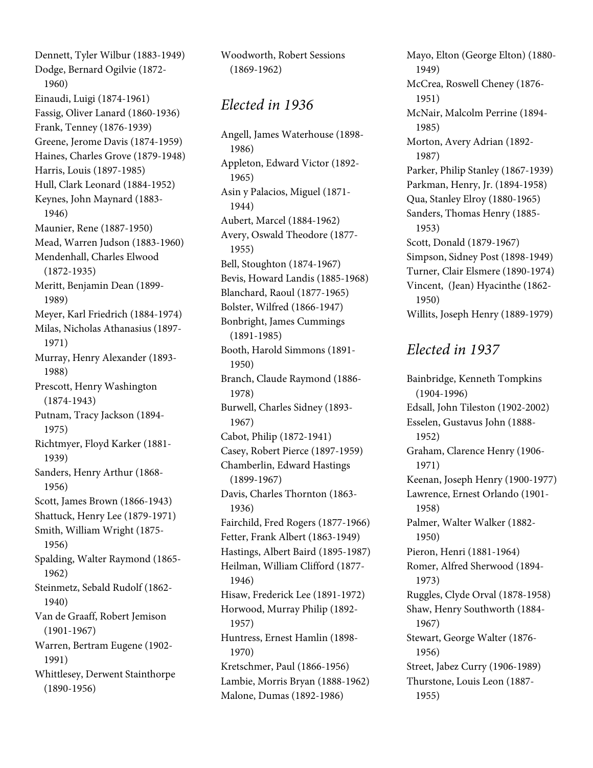Dennett, Tyler Wilbur (1883-1949)
Dodge, Bernard Ogilvie (1872-1960)
Einaudi, Luigi (1874-1961)
Fassig, Oliver Lanard (1860-1936)
Frank, Tenney (1876-1939)
Greene, Jerome Davis (1874-1959)
Haines, Charles Grove (1879-1948)
Harris, Louis (1897-1985)
Hull, Clark Leonard (1884-1952)
Keynes, John Maynard (1883-1946)
Maunier, Rene (1887-1950)
Mead, Warren Judson (1883-1960)
Mendenhall, Charles Elwood (1872-1935)
Meritt, Benjamin Dean (1899-1989)
Meyer, Karl Friedrich (1884-1974)
Milas, Nicholas Athanasius (1897-1971)
Murray, Henry Alexander (1893-1988)
Prescott, Henry Washington (1874-1943)
Putnam, Tracy Jackson (1894-1975)
Richtmyer, Floyd Karker (1881-1939)
Sanders, Henry Arthur (1868-1956)
Scott, James Brown (1866-1943)
Shattuck, Henry Lee (1879-1971)
Smith, William Wright (1875-1956)
Spalding, Walter Raymond (1865-1962)
Steinmetz, Sebald Rudolf (1862-1940)
Van de Graaff, Robert Jemison (1901-1967)
Warren, Bertram Eugene (1902-1991)
Whittlesey, Derwent Stainthorpe (1890-1956)
Woodworth, Robert Sessions (1869-1962)

## *Elected in 1936*

Angell, James Waterhouse (1898-1986)
Appleton, Edward Victor (1892-1965)
Asin y Palacios, Miguel (1871-1944)
Aubert, Marcel (1884-1962)
Avery, Oswald Theodore (1877-1955)
Bell, Stoughton (1874-1967)
Bevis, Howard Landis (1885-1968)
Blanchard, Raoul (1877-1965)
Bolster, Wilfred (1866-1947)
Bonbright, James Cummings (1891-1985)
Booth, Harold Simmons (1891-1950)
Branch, Claude Raymond (1886-1978)
Burwell, Charles Sidney (1893-1967)
Cabot, Philip (1872-1941)
Casey, Robert Pierce (1897-1959)
Chamberlin, Edward Hastings (1899-1967)
Davis, Charles Thornton (1863-1936)
Fairchild, Fred Rogers (1877-1966)
Fetter, Frank Albert (1863-1949)
Hastings, Albert Baird (1895-1987)
Heilman, William Clifford (1877-1946)
Hisaw, Frederick Lee (1891-1972)
Horwood, Murray Philip (1892-1957)
Huntress, Ernest Hamlin (1898-1970)
Kretschmer, Paul (1866-1956)
Lambie, Morris Bryan (1888-1962)
Malone, Dumas (1892-1986)
Mayo, Elton (George Elton) (1880-1949)
McCrea, Roswell Cheney (1876-1951)
McNair, Malcolm Perrine (1894-1985)
Morton, Avery Adrian (1892-1987)
Parker, Philip Stanley (1867-1939)
Parkman, Henry, Jr. (1894-1958)
Qua, Stanley Elroy (1880-1965)
Sanders, Thomas Henry (1885-1953)
Scott, Donald (1879-1967)
Simpson, Sidney Post (1898-1949)
Turner, Clair Elsmere (1890-1974)
Vincent, (Jean) Hyacinthe (1862-1950)
Willits, Joseph Henry (1889-1979)

## *Elected in 1937*

Bainbridge, Kenneth Tompkins (1904-1996)
Edsall, John Tileston (1902-2002)
Esselen, Gustavus John (1888-1952)
Graham, Clarence Henry (1906-1971)
Keenan, Joseph Henry (1900-1977)
Lawrence, Ernest Orlando (1901-1958)
Palmer, Walter Walker (1882-1950)
Pieron, Henri (1881-1964)
Romer, Alfred Sherwood (1894-1973)
Ruggles, Clyde Orval (1878-1958)
Shaw, Henry Southworth (1884-1967)
Stewart, George Walter (1876-1956)
Street, Jabez Curry (1906-1989)
Thurstone, Louis Leon (1887-1955)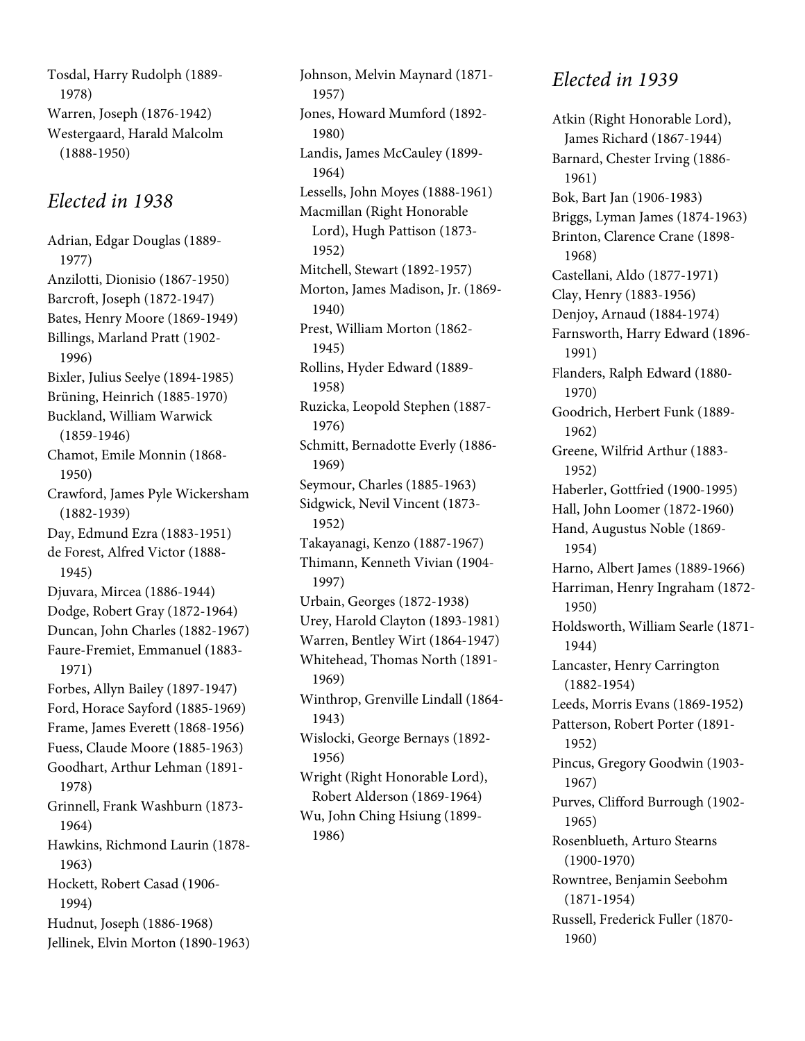Tosdal, Harry Rudolph (1889-1978)
Warren, Joseph (1876-1942)
Westergaard, Harald Malcolm (1888-1950)

## *Elected in 1938*

Adrian, Edgar Douglas (1889-1977)
Anzilotti, Dionisio (1867-1950)
Barcroft, Joseph (1872-1947)
Bates, Henry Moore (1869-1949)
Billings, Marland Pratt (1902-1996)
Bixler, Julius Seelye (1894-1985)
Brüning, Heinrich (1885-1970)
Buckland, William Warwick (1859-1946)
Chamot, Emile Monnin (1868-1950)
Crawford, James Pyle Wickersham (1882-1939)
Day, Edmund Ezra (1883-1951)
de Forest, Alfred Victor (1888-1945)
Djuvara, Mircea (1886-1944)
Dodge, Robert Gray (1872-1964)
Duncan, John Charles (1882-1967)
Faure-Fremiet, Emmanuel (1883-1971)
Forbes, Allyn Bailey (1897-1947)
Ford, Horace Sayford (1885-1969)
Frame, James Everett (1868-1956)
Fuess, Claude Moore (1885-1963)
Goodhart, Arthur Lehman (1891-1978)
Grinnell, Frank Washburn (1873-1964)
Hawkins, Richmond Laurin (1878-1963)
Hockett, Robert Casad (1906-1994)
Hudnut, Joseph (1886-1968)
Jellinek, Elvin Morton (1890-1963)
Johnson, Melvin Maynard (1871-1957)
Jones, Howard Mumford (1892-1980)
Landis, James McCauley (1899-1964)
Lessells, John Moyes (1888-1961)
Macmillan (Right Honorable Lord), Hugh Pattison (1873-1952)
Mitchell, Stewart (1892-1957)
Morton, James Madison, Jr. (1869-1940)
Prest, William Morton (1862-1945)
Rollins, Hyder Edward (1889-1958)
Ruzicka, Leopold Stephen (1887-1976)
Schmitt, Bernadotte Everly (1886-1969)
Seymour, Charles (1885-1963)
Sidgwick, Nevil Vincent (1873-1952)
Takayanagi, Kenzo (1887-1967)
Thimann, Kenneth Vivian (1904-1997)
Urbain, Georges (1872-1938)
Urey, Harold Clayton (1893-1981)
Warren, Bentley Wirt (1864-1947)
Whitehead, Thomas North (1891-1969)
Winthrop, Grenville Lindall (1864-1943)
Wislocki, George Bernays (1892-1956)
Wright (Right Honorable Lord), Robert Alderson (1869-1964)
Wu, John Ching Hsiung (1899-1986)

## *Elected in 1939*

Atkin (Right Honorable Lord), James Richard (1867-1944)
Barnard, Chester Irving (1886-1961)
Bok, Bart Jan (1906-1983)
Briggs, Lyman James (1874-1963)
Brinton, Clarence Crane (1898-1968)
Castellani, Aldo (1877-1971)
Clay, Henry (1883-1956)
Denjoy, Arnaud (1884-1974)
Farnsworth, Harry Edward (1896-1991)
Flanders, Ralph Edward (1880-1970)
Goodrich, Herbert Funk (1889-1962)
Greene, Wilfrid Arthur (1883-1952)
Haberler, Gottfried (1900-1995)
Hall, John Loomer (1872-1960)
Hand, Augustus Noble (1869-1954)
Harno, Albert James (1889-1966)
Harriman, Henry Ingraham (1872-1950)
Holdsworth, William Searle (1871-1944)
Lancaster, Henry Carrington (1882-1954)
Leeds, Morris Evans (1869-1952)
Patterson, Robert Porter (1891-1952)
Pincus, Gregory Goodwin (1903-1967)
Purves, Clifford Burrough (1902-1965)
Rosenblueth, Arturo Stearns (1900-1970)
Rowntree, Benjamin Seebohm (1871-1954)
Russell, Frederick Fuller (1870-1960)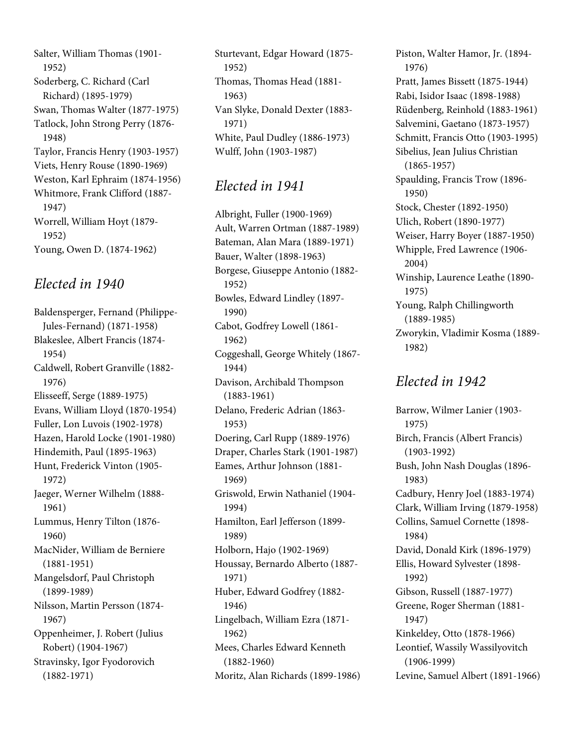Salter, William Thomas (1901-1952)
Soderberg, C. Richard (Carl Richard) (1895-1979)
Swan, Thomas Walter (1877-1975)
Tatlock, John Strong Perry (1876-1948)
Taylor, Francis Henry (1903-1957)
Viets, Henry Rouse (1890-1969)
Weston, Karl Ephraim (1874-1956)
Whitmore, Frank Clifford (1887-1947)
Worrell, William Hoyt (1879-1952)
Young, Owen D. (1874-1962)

## *Elected in 1940*

Baldensperger, Fernand (Philippe-Jules-Fernand) (1871-1958)
Blakeslee, Albert Francis (1874-1954)
Caldwell, Robert Granville (1882-1976)
Elisseeff, Serge (1889-1975)
Evans, William Lloyd (1870-1954)
Fuller, Lon Luvois (1902-1978)
Hazen, Harold Locke (1901-1980)
Hindemith, Paul (1895-1963)
Hunt, Frederick Vinton (1905-1972)
Jaeger, Werner Wilhelm (1888-1961)
Lummus, Henry Tilton (1876-1960)
MacNider, William de Berniere (1881-1951)
Mangelsdorf, Paul Christoph (1899-1989)
Nilsson, Martin Persson (1874-1967)
Oppenheimer, J. Robert (Julius Robert) (1904-1967)
Stravinsky, Igor Fyodorovich (1882-1971)
Sturtevant, Edgar Howard (1875-1952)
Thomas, Thomas Head (1881-1963)
Van Slyke, Donald Dexter (1883-1971)
White, Paul Dudley (1886-1973)
Wulff, John (1903-1987)

## *Elected in 1941*

Albright, Fuller (1900-1969)
Ault, Warren Ortman (1887-1989)
Bateman, Alan Mara (1889-1971)
Bauer, Walter (1898-1963)
Borgese, Giuseppe Antonio (1882-1952)
Bowles, Edward Lindley (1897-1990)
Cabot, Godfrey Lowell (1861-1962)
Coggeshall, George Whitely (1867-1944)
Davison, Archibald Thompson (1883-1961)
Delano, Frederic Adrian (1863-1953)
Doering, Carl Rupp (1889-1976)
Draper, Charles Stark (1901-1987)
Eames, Arthur Johnson (1881-1969)
Griswold, Erwin Nathaniel (1904-1994)
Hamilton, Earl Jefferson (1899-1989)
Holborn, Hajo (1902-1969)
Houssay, Bernardo Alberto (1887-1971)
Huber, Edward Godfrey (1882-1946)
Lingelbach, William Ezra (1871-1962)
Mees, Charles Edward Kenneth (1882-1960)
Moritz, Alan Richards (1899-1986)
Piston, Walter Hamor, Jr. (1894-1976)
Pratt, James Bissett (1875-1944)
Rabi, Isidor Isaac (1898-1988)
Rüdenberg, Reinhold (1883-1961)
Salvemini, Gaetano (1873-1957)
Schmitt, Francis Otto (1903-1995)
Sibelius, Jean Julius Christian (1865-1957)
Spaulding, Francis Trow (1896-1950)
Stock, Chester (1892-1950)
Ulich, Robert (1890-1977)
Weiser, Harry Boyer (1887-1950)
Whipple, Fred Lawrence (1906-2004)
Winship, Laurence Leathe (1890-1975)
Young, Ralph Chillingworth (1889-1985)
Zworykin, Vladimir Kosma (1889-1982)

## *Elected in 1942*

Barrow, Wilmer Lanier (1903-1975)
Birch, Francis (Albert Francis) (1903-1992)
Bush, John Nash Douglas (1896-1983)
Cadbury, Henry Joel (1883-1974)
Clark, William Irving (1879-1958)
Collins, Samuel Cornette (1898-1984)
David, Donald Kirk (1896-1979)
Ellis, Howard Sylvester (1898-1992)
Gibson, Russell (1887-1977)
Greene, Roger Sherman (1881-1947)
Kinkeldey, Otto (1878-1966)
Leontief, Wassily Wassilyovitch (1906-1999)
Levine, Samuel Albert (1891-1966)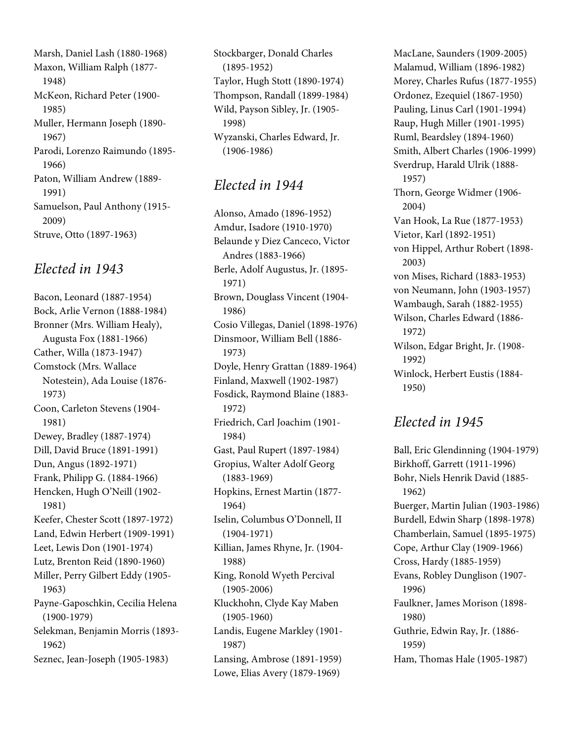Marsh, Daniel Lash (1880-1968)
Maxon, William Ralph (1877-1948)
McKeon, Richard Peter (1900-1985)
Muller, Hermann Joseph (1890-1967)
Parodi, Lorenzo Raimundo (1895-1966)
Paton, William Andrew (1889-1991)
Samuelson, Paul Anthony (1915-2009)
Struve, Otto (1897-1963)

## *Elected in 1943*

Bacon, Leonard (1887-1954)
Bock, Arlie Vernon (1888-1984)
Bronner (Mrs. William Healy), Augusta Fox (1881-1966)
Cather, Willa (1873-1947)
Comstock (Mrs. Wallace Notestein), Ada Louise (1876-1973)
Coon, Carleton Stevens (1904-1981)
Dewey, Bradley (1887-1974)
Dill, David Bruce (1891-1991)
Dun, Angus (1892-1971)
Frank, Philipp G. (1884-1966)
Hencken, Hugh O'Neill (1902-1981)
Keefer, Chester Scott (1897-1972)
Land, Edwin Herbert (1909-1991)
Leet, Lewis Don (1901-1974)
Lutz, Brenton Reid (1890-1960)
Miller, Perry Gilbert Eddy (1905-1963)
Payne-Gaposchkin, Cecilia Helena (1900-1979)
Selekman, Benjamin Morris (1893-1962)
Seznec, Jean-Joseph (1905-1983)
Stockbarger, Donald Charles (1895-1952)
Taylor, Hugh Stott (1890-1974)
Thompson, Randall (1899-1984)
Wild, Payson Sibley, Jr. (1905-1998)
Wyzanski, Charles Edward, Jr. (1906-1986)

## *Elected in 1944*

Alonso, Amado (1896-1952)
Amdur, Isadore (1910-1970)
Belaunde y Diez Canceco, Victor Andres (1883-1966)
Berle, Adolf Augustus, Jr. (1895-1971)
Brown, Douglass Vincent (1904-1986)
Cosio Villegas, Daniel (1898-1976)
Dinsmoor, William Bell (1886-1973)
Doyle, Henry Grattan (1889-1964)
Finland, Maxwell (1902-1987)
Fosdick, Raymond Blaine (1883-1972)
Friedrich, Carl Joachim (1901-1984)
Gast, Paul Rupert (1897-1984)
Gropius, Walter Adolf Georg (1883-1969)
Hopkins, Ernest Martin (1877-1964)
Iselin, Columbus O'Donnell, II (1904-1971)
Killian, James Rhyne, Jr. (1904-1988)
King, Ronold Wyeth Percival (1905-2006)
Kluckhohn, Clyde Kay Maben (1905-1960)
Landis, Eugene Markley (1901-1987)
Lansing, Ambrose (1891-1959)
Lowe, Elias Avery (1879-1969)
MacLane, Saunders (1909-2005)
Malamud, William (1896-1982)
Morey, Charles Rufus (1877-1955)
Ordonez, Ezequiel (1867-1950)
Pauling, Linus Carl (1901-1994)
Raup, Hugh Miller (1901-1995)
Ruml, Beardsley (1894-1960)
Smith, Albert Charles (1906-1999)
Sverdrup, Harald Ulrik (1888-1957)
Thorn, George Widmer (1906-2004)
Van Hook, La Rue (1877-1953)
Vietor, Karl (1892-1951)
von Hippel, Arthur Robert (1898-2003)
von Mises, Richard (1883-1953)
von Neumann, John (1903-1957)
Wambaugh, Sarah (1882-1955)
Wilson, Charles Edward (1886-1972)
Wilson, Edgar Bright, Jr. (1908-1992)
Winlock, Herbert Eustis (1884-1950)

## *Elected in 1945*

Ball, Eric Glendinning (1904-1979)
Birkhoff, Garrett (1911-1996)
Bohr, Niels Henrik David (1885-1962)
Buerger, Martin Julian (1903-1986)
Burdell, Edwin Sharp (1898-1978)
Chamberlain, Samuel (1895-1975)
Cope, Arthur Clay (1909-1966)
Cross, Hardy (1885-1959)
Evans, Robley Dunglison (1907-1996)
Faulkner, James Morison (1898-1980)
Guthrie, Edwin Ray, Jr. (1886-1959)
Ham, Thomas Hale (1905-1987)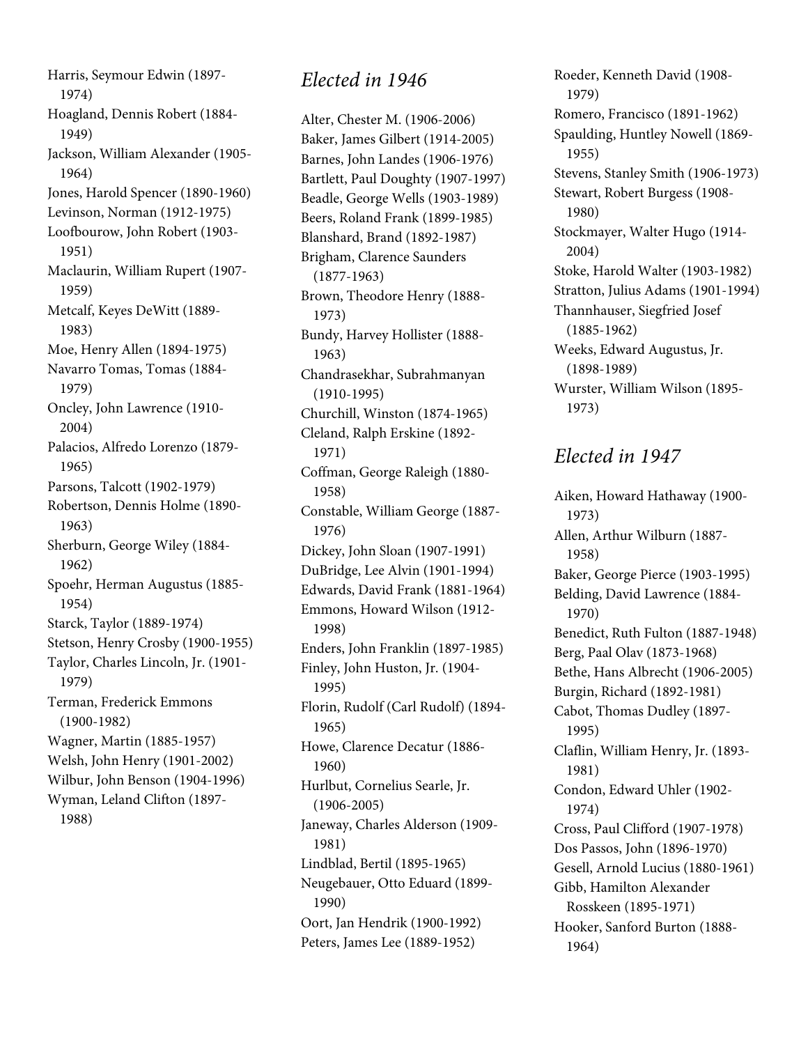Harris, Seymour Edwin (1897-1974)
Hoagland, Dennis Robert (1884-1949)
Jackson, William Alexander (1905-1964)
Jones, Harold Spencer (1890-1960)
Levinson, Norman (1912-1975)
Loofbourow, John Robert (1903-1951)
Maclaurin, William Rupert (1907-1959)
Metcalf, Keyes DeWitt (1889-1983)
Moe, Henry Allen (1894-1975)
Navarro Tomas, Tomas (1884-1979)
Oncley, John Lawrence (1910-2004)
Palacios, Alfredo Lorenzo (1879-1965)
Parsons, Talcott (1902-1979)
Robertson, Dennis Holme (1890-1963)
Sherburn, George Wiley (1884-1962)
Spoehr, Herman Augustus (1885-1954)
Starck, Taylor (1889-1974)
Stetson, Henry Crosby (1900-1955)
Taylor, Charles Lincoln, Jr. (1901-1979)
Terman, Frederick Emmons (1900-1982)
Wagner, Martin (1885-1957)
Welsh, John Henry (1901-2002)
Wilbur, John Benson (1904-1996)
Wyman, Leland Clifton (1897-1988)

## *Elected in 1946*

Alter, Chester M. (1906-2006)
Baker, James Gilbert (1914-2005)
Barnes, John Landes (1906-1976)
Bartlett, Paul Doughty (1907-1997)
Beadle, George Wells (1903-1989)
Beers, Roland Frank (1899-1985)
Blanshard, Brand (1892-1987)
Brigham, Clarence Saunders (1877-1963)
Brown, Theodore Henry (1888-1973)
Bundy, Harvey Hollister (1888-1963)
Chandrasekhar, Subrahmanyan (1910-1995)
Churchill, Winston (1874-1965)
Cleland, Ralph Erskine (1892-1971)
Coffman, George Raleigh (1880-1958)
Constable, William George (1887-1976)
Dickey, John Sloan (1907-1991)
DuBridge, Lee Alvin (1901-1994)
Edwards, David Frank (1881-1964)
Emmons, Howard Wilson (1912-1998)
Enders, John Franklin (1897-1985)
Finley, John Huston, Jr. (1904-1995)
Florin, Rudolf (Carl Rudolf) (1894-1965)
Howe, Clarence Decatur (1886-1960)
Hurlbut, Cornelius Searle, Jr. (1906-2005)
Janeway, Charles Alderson (1909-1981)
Lindblad, Bertil (1895-1965)
Neugebauer, Otto Eduard (1899-1990)
Oort, Jan Hendrik (1900-1992)
Peters, James Lee (1889-1952)
Roeder, Kenneth David (1908-1979)
Romero, Francisco (1891-1962)
Spaulding, Huntley Nowell (1869-1955)
Stevens, Stanley Smith (1906-1973)
Stewart, Robert Burgess (1908-1980)
Stockmayer, Walter Hugo (1914-2004)
Stoke, Harold Walter (1903-1982)
Stratton, Julius Adams (1901-1994)
Thannhauser, Siegfried Josef (1885-1962)
Weeks, Edward Augustus, Jr. (1898-1989)
Wurster, William Wilson (1895-1973)

## *Elected in 1947*

Aiken, Howard Hathaway (1900-1973)
Allen, Arthur Wilburn (1887-1958)
Baker, George Pierce (1903-1995)
Belding, David Lawrence (1884-1970)
Benedict, Ruth Fulton (1887-1948)
Berg, Paal Olav (1873-1968)
Bethe, Hans Albrecht (1906-2005)
Burgin, Richard (1892-1981)
Cabot, Thomas Dudley (1897-1995)
Claflin, William Henry, Jr. (1893-1981)
Condon, Edward Uhler (1902-1974)
Cross, Paul Clifford (1907-1978)
Dos Passos, John (1896-1970)
Gesell, Arnold Lucius (1880-1961)
Gibb, Hamilton Alexander Rosskeen (1895-1971)
Hooker, Sanford Burton (1888-1964)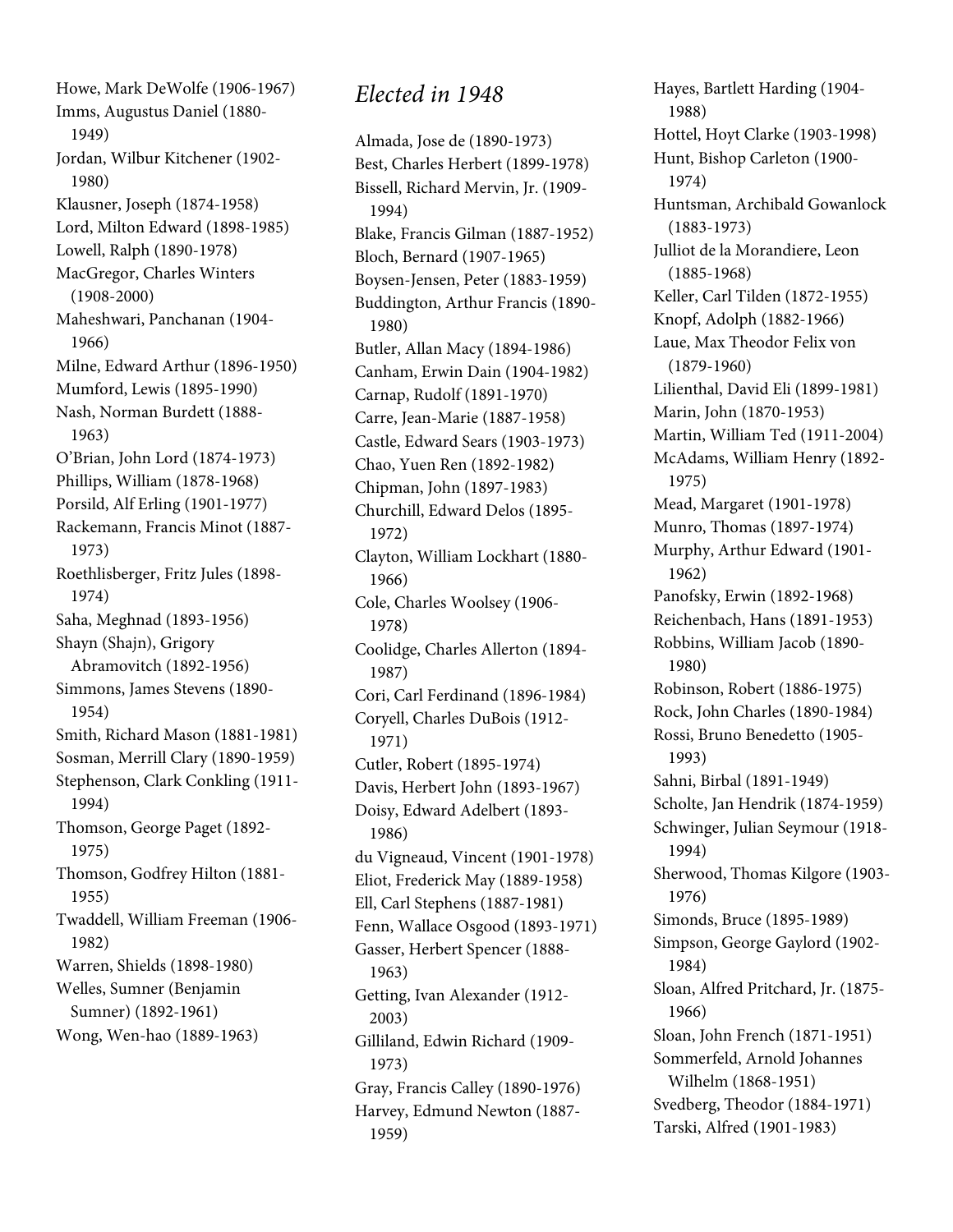Howe, Mark DeWolfe (1906-1967)
Imms, Augustus Daniel (1880-1949)
Jordan, Wilbur Kitchener (1902-1980)
Klausner, Joseph (1874-1958)
Lord, Milton Edward (1898-1985)
Lowell, Ralph (1890-1978)
MacGregor, Charles Winters (1908-2000)
Maheshwari, Panchanan (1904-1966)
Milne, Edward Arthur (1896-1950)
Mumford, Lewis (1895-1990)
Nash, Norman Burdett (1888-1963)
O'Brian, John Lord (1874-1973)
Phillips, William (1878-1968)
Porsild, Alf Erling (1901-1977)
Rackemann, Francis Minot (1887-1973)
Roethlisberger, Fritz Jules (1898-1974)
Saha, Meghnad (1893-1956)
Shayn (Shajn), Grigory Abramovitch (1892-1956)
Simmons, James Stevens (1890-1954)
Smith, Richard Mason (1881-1981)
Sosman, Merrill Clary (1890-1959)
Stephenson, Clark Conkling (1911-1994)
Thomson, George Paget (1892-1975)
Thomson, Godfrey Hilton (1881-1955)
Twaddell, William Freeman (1906-1982)
Warren, Shields (1898-1980)
Welles, Sumner (Benjamin Sumner) (1892-1961)
Wong, Wen-hao (1889-1963)

## *Elected in 1948*

Almada, Jose de (1890-1973)
Best, Charles Herbert (1899-1978)
Bissell, Richard Mervin, Jr. (1909-1994)
Blake, Francis Gilman (1887-1952)
Bloch, Bernard (1907-1965)
Boysen-Jensen, Peter (1883-1959)
Buddington, Arthur Francis (1890-1980)
Butler, Allan Macy (1894-1986)
Canham, Erwin Dain (1904-1982)
Carnap, Rudolf (1891-1970)
Carre, Jean-Marie (1887-1958)
Castle, Edward Sears (1903-1973)
Chao, Yuen Ren (1892-1982)
Chipman, John (1897-1983)
Churchill, Edward Delos (1895-1972)
Clayton, William Lockhart (1880-1966)
Cole, Charles Woolsey (1906-1978)
Coolidge, Charles Allerton (1894-1987)
Cori, Carl Ferdinand (1896-1984)
Coryell, Charles DuBois (1912-1971)
Cutler, Robert (1895-1974)
Davis, Herbert John (1893-1967)
Doisy, Edward Adelbert (1893-1986)
du Vigneaud, Vincent (1901-1978)
Eliot, Frederick May (1889-1958)
Ell, Carl Stephens (1887-1981)
Fenn, Wallace Osgood (1893-1971)
Gasser, Herbert Spencer (1888-1963)
Getting, Ivan Alexander (1912-2003)
Gilliland, Edwin Richard (1909-1973)
Gray, Francis Calley (1890-1976)
Harvey, Edmund Newton (1887-1959)
Hayes, Bartlett Harding (1904-1988)
Hottel, Hoyt Clarke (1903-1998)
Hunt, Bishop Carleton (1900-1974)
Huntsman, Archibald Gowanlock (1883-1973)
Julliot de la Morandiere, Leon (1885-1968)
Keller, Carl Tilden (1872-1955)
Knopf, Adolph (1882-1966)
Laue, Max Theodor Felix von (1879-1960)
Lilienthal, David Eli (1899-1981)
Marin, John (1870-1953)
Martin, William Ted (1911-2004)
McAdams, William Henry (1892-1975)
Mead, Margaret (1901-1978)
Munro, Thomas (1897-1974)
Murphy, Arthur Edward (1901-1962)
Panofsky, Erwin (1892-1968)
Reichenbach, Hans (1891-1953)
Robbins, William Jacob (1890-1980)
Robinson, Robert (1886-1975)
Rock, John Charles (1890-1984)
Rossi, Bruno Benedetto (1905-1993)
Sahni, Birbal (1891-1949)
Scholte, Jan Hendrik (1874-1959)
Schwinger, Julian Seymour (1918-1994)
Sherwood, Thomas Kilgore (1903-1976)
Simonds, Bruce (1895-1989)
Simpson, George Gaylord (1902-1984)
Sloan, Alfred Pritchard, Jr. (1875-1966)
Sloan, John French (1871-1951)
Sommerfeld, Arnold Johannes Wilhelm (1868-1951)
Svedberg, Theodor (1884-1971)
Tarski, Alfred (1901-1983)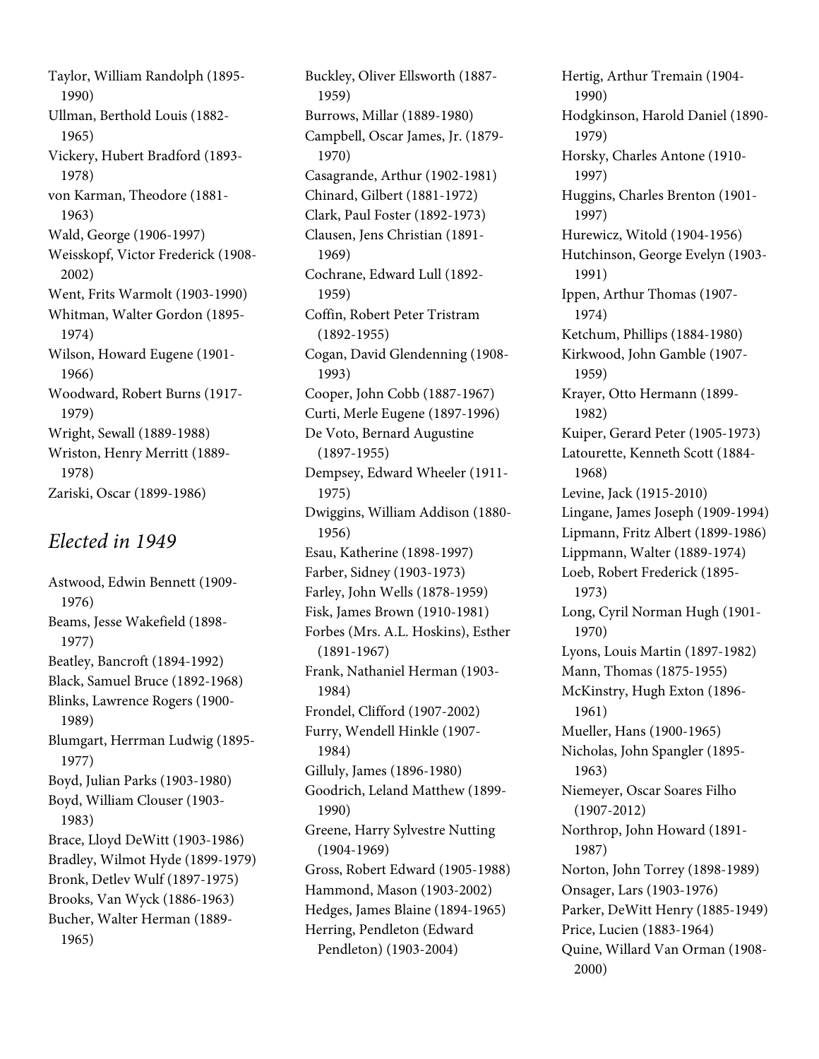Taylor, William Randolph (1895-1990)
Ullman, Berthold Louis (1882-1965)
Vickery, Hubert Bradford (1893-1978)
von Karman, Theodore (1881-1963)
Wald, George (1906-1997)
Weisskopf, Victor Frederick (1908-2002)
Went, Frits Warmolt (1903-1990)
Whitman, Walter Gordon (1895-1974)
Wilson, Howard Eugene (1901-1966)
Woodward, Robert Burns (1917-1979)
Wright, Sewall (1889-1988)
Wriston, Henry Merritt (1889-1978)
Zariski, Oscar (1899-1986)

## *Elected in 1949*

Astwood, Edwin Bennett (1909-1976)
Beams, Jesse Wakefield (1898-1977)
Beatley, Bancroft (1894-1992)
Black, Samuel Bruce (1892-1968)
Blinks, Lawrence Rogers (1900-1989)
Blumgart, Herrman Ludwig (1895-1977)
Boyd, Julian Parks (1903-1980)
Boyd, William Clouser (1903-1983)
Brace, Lloyd DeWitt (1903-1986)
Bradley, Wilmot Hyde (1899-1979)
Bronk, Detlev Wulf (1897-1975)
Brooks, Van Wyck (1886-1963)
Bucher, Walter Herman (1889-1965)
Buckley, Oliver Ellsworth (1887-1959)
Burrows, Millar (1889-1980)
Campbell, Oscar James, Jr. (1879-1970)
Casagrande, Arthur (1902-1981)
Chinard, Gilbert (1881-1972)
Clark, Paul Foster (1892-1973)
Clausen, Jens Christian (1891-1969)
Cochrane, Edward Lull (1892-1959)
Coffin, Robert Peter Tristram (1892-1955)
Cogan, David Glendenning (1908-1993)
Cooper, John Cobb (1887-1967)
Curti, Merle Eugene (1897-1996)
De Voto, Bernard Augustine (1897-1955)
Dempsey, Edward Wheeler (1911-1975)
Dwiggins, William Addison (1880-1956)
Esau, Katherine (1898-1997)
Farber, Sidney (1903-1973)
Farley, John Wells (1878-1959)
Fisk, James Brown (1910-1981)
Forbes (Mrs. A.L. Hoskins), Esther (1891-1967)
Frank, Nathaniel Herman (1903-1984)
Frondel, Clifford (1907-2002)
Furry, Wendell Hinkle (1907-1984)
Gilluly, James (1896-1980)
Goodrich, Leland Matthew (1899-1990)
Greene, Harry Sylvestre Nutting (1904-1969)
Gross, Robert Edward (1905-1988)
Hammond, Mason (1903-2002)
Hedges, James Blaine (1894-1965)
Herring, Pendleton (Edward Pendleton) (1903-2004)
Hertig, Arthur Tremain (1904-1990)
Hodgkinson, Harold Daniel (1890-1979)
Horsky, Charles Antone (1910-1997)
Huggins, Charles Brenton (1901-1997)
Hurewicz, Witold (1904-1956)
Hutchinson, George Evelyn (1903-1991)
Ippen, Arthur Thomas (1907-1974)
Ketchum, Phillips (1884-1980)
Kirkwood, John Gamble (1907-1959)
Krayer, Otto Hermann (1899-1982)
Kuiper, Gerard Peter (1905-1973)
Latourette, Kenneth Scott (1884-1968)
Levine, Jack (1915-2010)
Lingane, James Joseph (1909-1994)
Lipmann, Fritz Albert (1899-1986)
Lippmann, Walter (1889-1974)
Loeb, Robert Frederick (1895-1973)
Long, Cyril Norman Hugh (1901-1970)
Lyons, Louis Martin (1897-1982)
Mann, Thomas (1875-1955)
McKinstry, Hugh Exton (1896-1961)
Mueller, Hans (1900-1965)
Nicholas, John Spangler (1895-1963)
Niemeyer, Oscar Soares Filho (1907-2012)
Northrop, John Howard (1891-1987)
Norton, John Torrey (1898-1989)
Onsager, Lars (1903-1976)
Parker, DeWitt Henry (1885-1949)
Price, Lucien (1883-1964)
Quine, Willard Van Orman (1908-2000)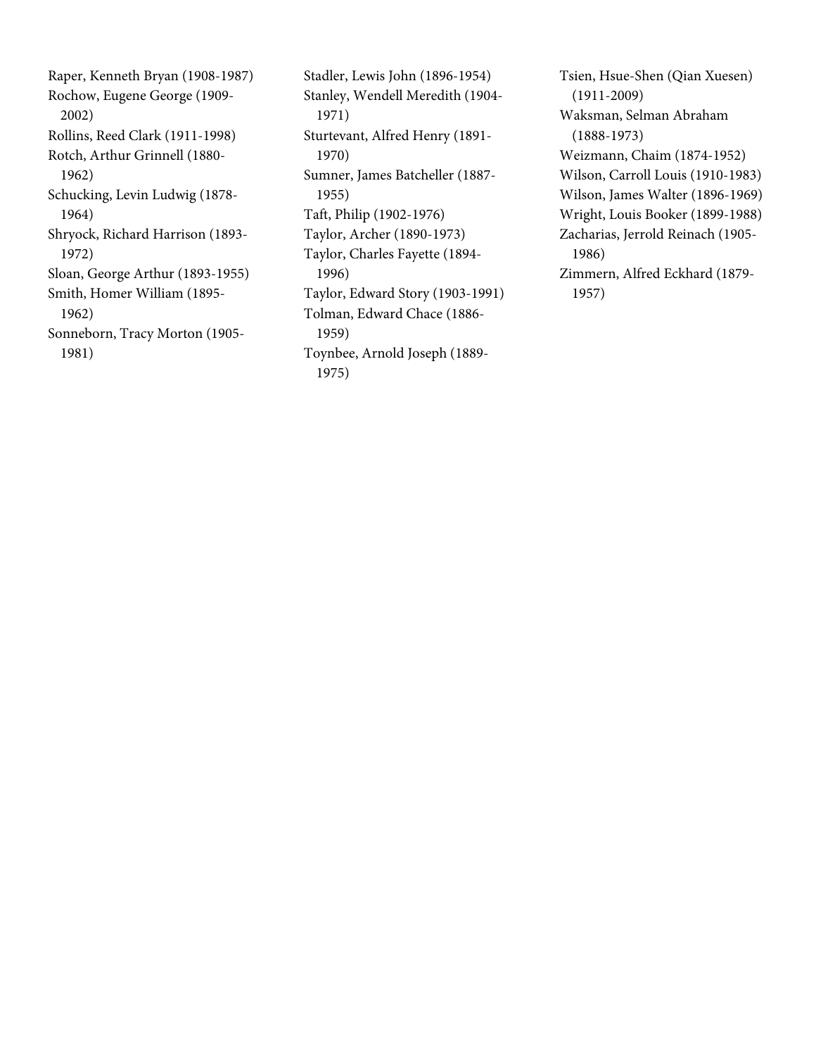Raper, Kenneth Bryan (1908-1987)
Rochow, Eugene George (1909-2002)
Rollins, Reed Clark (1911-1998)
Rotch, Arthur Grinnell (1880-1962)
Schucking, Levin Ludwig (1878-1964)
Shryock, Richard Harrison (1893-1972)
Sloan, George Arthur (1893-1955)
Smith, Homer William (1895-1962)
Sonneborn, Tracy Morton (1905-1981)
Stadler, Lewis John (1896-1954)
Stanley, Wendell Meredith (1904-1971)
Sturtevant, Alfred Henry (1891-1970)
Sumner, James Batcheller (1887-1955)
Taft, Philip (1902-1976)
Taylor, Archer (1890-1973)
Taylor, Charles Fayette (1894-1996)
Taylor, Edward Story (1903-1991)
Tolman, Edward Chace (1886-1959)
Toynbee, Arnold Joseph (1889-1975)
Tsien, Hsue-Shen (Qian Xuesen) (1911-2009)
Waksman, Selman Abraham (1888-1973)
Weizmann, Chaim (1874-1952)
Wilson, Carroll Louis (1910-1983)
Wilson, James Walter (1896-1969)
Wright, Louis Booker (1899-1988)
Zacharias, Jerrold Reinach (1905-1986)
Zimmern, Alfred Eckhard (1879-1957)